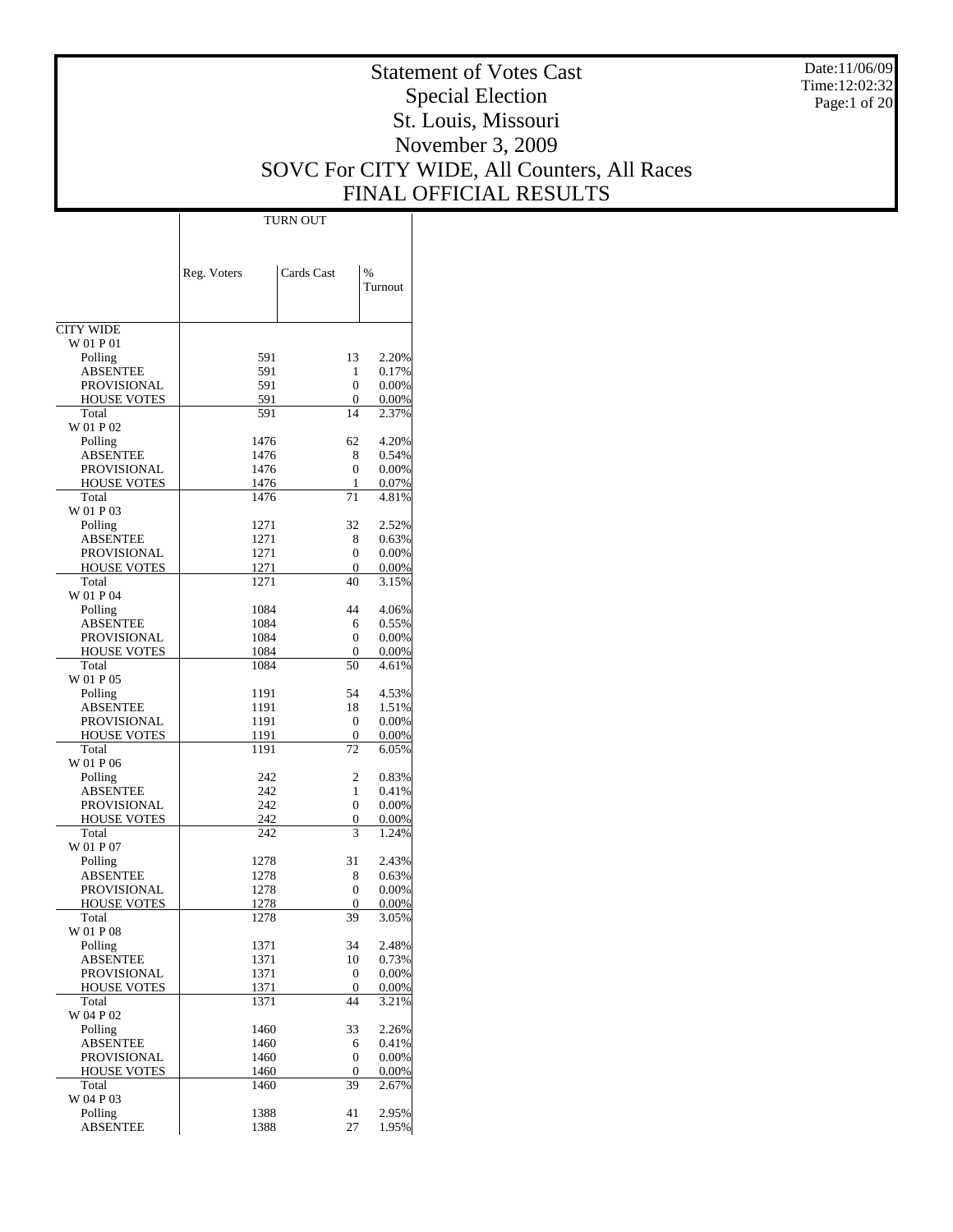# Statement of Votes Cast
## Special Election
## St. Louis, Missouri
## November 3, 2009
## SOVC For CITY WIDE, All Counters, All Races
## FINAL OFFICIAL RESULTS

Date:11/06/09
Time:12:02:32

| | TURN OUT | | |
|---|---|---|---|
| | Reg. Voters | Cards Cast | % Turnout |
| CITY WIDE | | | |
| W 01 P 01 | | | |
| Polling | 591 | 13 | 2.20% |
| ABSENTEE | 591 | 1 | 0.17% |
| PROVISIONAL | 591 | 0 | 0.00% |
| HOUSE VOTES | 591 | 0 | 0.00% |
| Total | 591 | 14 | 2.37% |
| W 01 P 02 | | | |
| Polling | 1476 | 62 | 4.20% |
| ABSENTEE | 1476 | 8 | 0.54% |
| PROVISIONAL | 1476 | 0 | 0.00% |
| HOUSE VOTES | 1476 | 1 | 0.07% |
| Total | 1476 | 71 | 4.81% |
| W 01 P 03 | | | |
| Polling | 1271 | 32 | 2.52% |
| ABSENTEE | 1271 | 8 | 0.63% |
| PROVISIONAL | 1271 | 0 | 0.00% |
| HOUSE VOTES | 1271 | 0 | 0.00% |
| Total | 1271 | 40 | 3.15% |
| W 01 P 04 | | | |
| Polling | 1084 | 44 | 4.06% |
| ABSENTEE | 1084 | 6 | 0.55% |
| PROVISIONAL | 1084 | 0 | 0.00% |
| HOUSE VOTES | 1084 | 0 | 0.00% |
| Total | 1084 | 50 | 4.61% |
| W 01 P 05 | | | |
| Polling | 1191 | 54 | 4.53% |
| ABSENTEE | 1191 | 18 | 1.51% |
| PROVISIONAL | 1191 | 0 | 0.00% |
| HOUSE VOTES | 1191 | 0 | 0.00% |
| Total | 1191 | 72 | 6.05% |
| W 01 P 06 | | | |
| Polling | 242 | 2 | 0.83% |
| ABSENTEE | 242 | 1 | 0.41% |
| PROVISIONAL | 242 | 0 | 0.00% |
| HOUSE VOTES | 242 | 0 | 0.00% |
| Total | 242 | 3 | 1.24% |
| W 01 P 07 | | | |
| Polling | 1278 | 31 | 2.43% |
| ABSENTEE | 1278 | 8 | 0.63% |
| PROVISIONAL | 1278 | 0 | 0.00% |
| HOUSE VOTES | 1278 | 0 | 0.00% |
| Total | 1278 | 39 | 3.05% |
| W 01 P 08 | | | |
| Polling | 1371 | 34 | 2.48% |
| ABSENTEE | 1371 | 10 | 0.73% |
| PROVISIONAL | 1371 | 0 | 0.00% |
| HOUSE VOTES | 1371 | 0 | 0.00% |
| Total | 1371 | 44 | 3.21% |
| W 04 P 02 | | | |
| Polling | 1460 | 33 | 2.26% |
| ABSENTEE | 1460 | 6 | 0.41% |
| PROVISIONAL | 1460 | 0 | 0.00% |
| HOUSE VOTES | 1460 | 0 | 0.00% |
| Total | 1460 | 39 | 2.67% |
| W 04 P 03 | | | |
| Polling | 1388 | 41 | 2.95% |
| ABSENTEE | 1388 | 27 | 1.95% |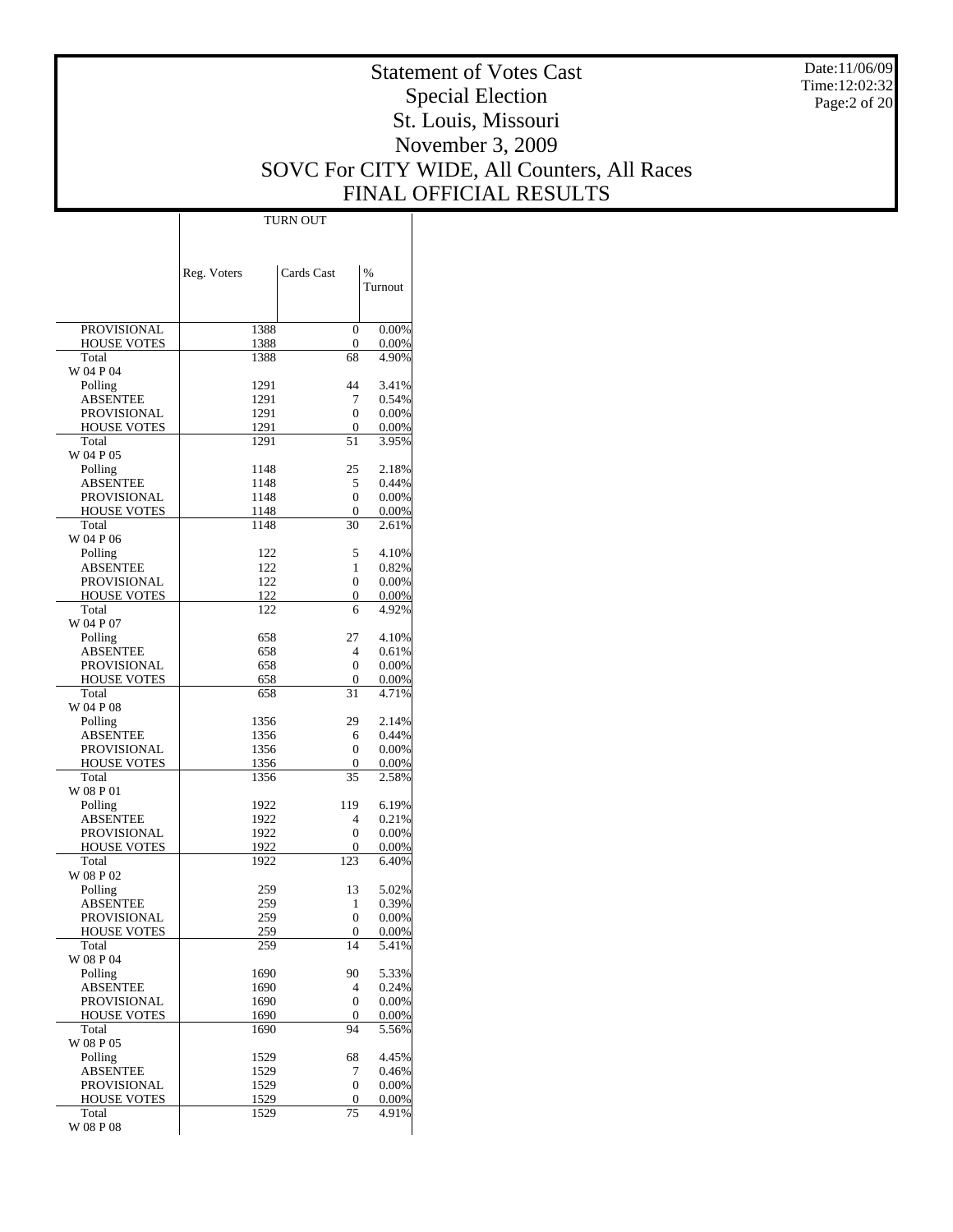# Statement of Votes Cast
# Special Election
# St. Louis, Missouri
# November 3, 2009
# SOVC For CITY WIDE, All Counters, All Races
# FINAL OFFICIAL RESULTS

Date:11/06/09
Time:12:02:32

| | TURN OUT | | |
|---|---|---|---|
| | Reg. Voters | Cards Cast | % Turnout |
| PROVISIONAL | 1388 | 0 | 0.00% |
| HOUSE VOTES | 1388 | 0 | 0.00% |
| Total | 1388 | 68 | 4.90% |
| W 04 P 04 | | | |
| Polling | 1291 | 44 | 3.41% |
| ABSENTEE | 1291 | 7 | 0.54% |
| PROVISIONAL | 1291 | 0 | 0.00% |
| HOUSE VOTES | 1291 | 0 | 0.00% |
| Total | 1291 | 51 | 3.95% |
| W 04 P 05 | | | |
| Polling | 1148 | 25 | 2.18% |
| ABSENTEE | 1148 | 5 | 0.44% |
| PROVISIONAL | 1148 | 0 | 0.00% |
| HOUSE VOTES | 1148 | 0 | 0.00% |
| Total | 1148 | 30 | 2.61% |
| W 04 P 06 | | | |
| Polling | 122 | 5 | 4.10% |
| ABSENTEE | 122 | 1 | 0.82% |
| PROVISIONAL | 122 | 0 | 0.00% |
| HOUSE VOTES | 122 | 0 | 0.00% |
| Total | 122 | 6 | 4.92% |
| W 04 P 07 | | | |
| Polling | 658 | 27 | 4.10% |
| ABSENTEE | 658 | 4 | 0.61% |
| PROVISIONAL | 658 | 0 | 0.00% |
| HOUSE VOTES | 658 | 0 | 0.00% |
| Total | 658 | 31 | 4.71% |
| W 04 P 08 | | | |
| Polling | 1356 | 29 | 2.14% |
| ABSENTEE | 1356 | 6 | 0.44% |
| PROVISIONAL | 1356 | 0 | 0.00% |
| HOUSE VOTES | 1356 | 0 | 0.00% |
| Total | 1356 | 35 | 2.58% |
| W 08 P 01 | | | |
| Polling | 1922 | 119 | 6.19% |
| ABSENTEE | 1922 | 4 | 0.21% |
| PROVISIONAL | 1922 | 0 | 0.00% |
| HOUSE VOTES | 1922 | 0 | 0.00% |
| Total | 1922 | 123 | 6.40% |
| W 08 P 02 | | | |
| Polling | 259 | 13 | 5.02% |
| ABSENTEE | 259 | 1 | 0.39% |
| PROVISIONAL | 259 | 0 | 0.00% |
| HOUSE VOTES | 259 | 0 | 0.00% |
| Total | 259 | 14 | 5.41% |
| W 08 P 04 | | | |
| Polling | 1690 | 90 | 5.33% |
| ABSENTEE | 1690 | 4 | 0.24% |
| PROVISIONAL | 1690 | 0 | 0.00% |
| HOUSE VOTES | 1690 | 0 | 0.00% |
| Total | 1690 | 94 | 5.56% |
| W 08 P 05 | | | |
| Polling | 1529 | 68 | 4.45% |
| ABSENTEE | 1529 | 7 | 0.46% |
| PROVISIONAL | 1529 | 0 | 0.00% |
| HOUSE VOTES | 1529 | 0 | 0.00% |
| Total | 1529 | 75 | 4.91% |
| W 08 P 08 | | | |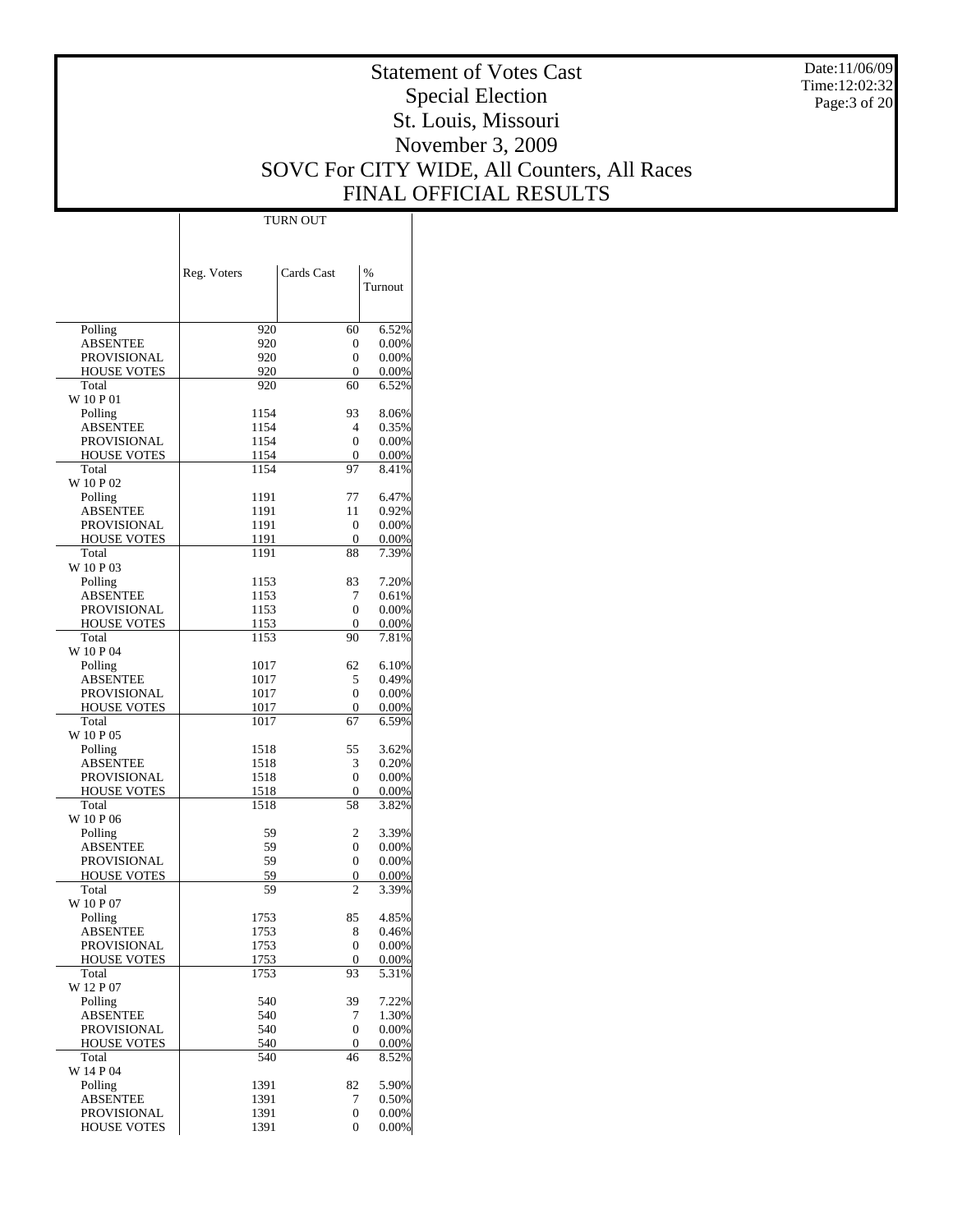# Statement of Votes Cast
## Special Election
## St. Louis, Missouri
## November 3, 2009
## SOVC For CITY WIDE, All Counters, All Races
## FINAL OFFICIAL RESULTS

Date:11/06/09
Time:12:02:32

| | TURN OUT | | |
|---|---|---|---|
| | Reg. Voters | Cards Cast | % Turnout |
| Polling | 920 | 60 | 6.52% |
| ABSENTEE | 920 | 0 | 0.00% |
| PROVISIONAL | 920 | 0 | 0.00% |
| HOUSE VOTES | 920 | 0 | 0.00% |
| Total | 920 | 60 | 6.52% |
| W 10 P 01 | | | |
| Polling | 1154 | 93 | 8.06% |
| ABSENTEE | 1154 | 4 | 0.35% |
| PROVISIONAL | 1154 | 0 | 0.00% |
| HOUSE VOTES | 1154 | 0 | 0.00% |
| Total | 1154 | 97 | 8.41% |
| W 10 P 02 | | | |
| Polling | 1191 | 77 | 6.47% |
| ABSENTEE | 1191 | 11 | 0.92% |
| PROVISIONAL | 1191 | 0 | 0.00% |
| HOUSE VOTES | 1191 | 0 | 0.00% |
| Total | 1191 | 88 | 7.39% |
| W 10 P 03 | | | |
| Polling | 1153 | 83 | 7.20% |
| ABSENTEE | 1153 | 7 | 0.61% |
| PROVISIONAL | 1153 | 0 | 0.00% |
| HOUSE VOTES | 1153 | 0 | 0.00% |
| Total | 1153 | 90 | 7.81% |
| W 10 P 04 | | | |
| Polling | 1017 | 62 | 6.10% |
| ABSENTEE | 1017 | 5 | 0.49% |
| PROVISIONAL | 1017 | 0 | 0.00% |
| HOUSE VOTES | 1017 | 0 | 0.00% |
| Total | 1017 | 67 | 6.59% |
| W 10 P 05 | | | |
| Polling | 1518 | 55 | 3.62% |
| ABSENTEE | 1518 | 3 | 0.20% |
| PROVISIONAL | 1518 | 0 | 0.00% |
| HOUSE VOTES | 1518 | 0 | 0.00% |
| Total | 1518 | 58 | 3.82% |
| W 10 P 06 | | | |
| Polling | 59 | 2 | 3.39% |
| ABSENTEE | 59 | 0 | 0.00% |
| PROVISIONAL | 59 | 0 | 0.00% |
| HOUSE VOTES | 59 | 0 | 0.00% |
| Total | 59 | 2 | 3.39% |
| W 10 P 07 | | | |
| Polling | 1753 | 85 | 4.85% |
| ABSENTEE | 1753 | 8 | 0.46% |
| PROVISIONAL | 1753 | 0 | 0.00% |
| HOUSE VOTES | 1753 | 0 | 0.00% |
| Total | 1753 | 93 | 5.31% |
| W 12 P 07 | | | |
| Polling | 540 | 39 | 7.22% |
| ABSENTEE | 540 | 7 | 1.30% |
| PROVISIONAL | 540 | 0 | 0.00% |
| HOUSE VOTES | 540 | 0 | 0.00% |
| Total | 540 | 46 | 8.52% |
| W 14 P 04 | | | |
| Polling | 1391 | 82 | 5.90% |
| ABSENTEE | 1391 | 7 | 0.50% |
| PROVISIONAL | 1391 | 0 | 0.00% |
| HOUSE VOTES | 1391 | 0 | 0.00% |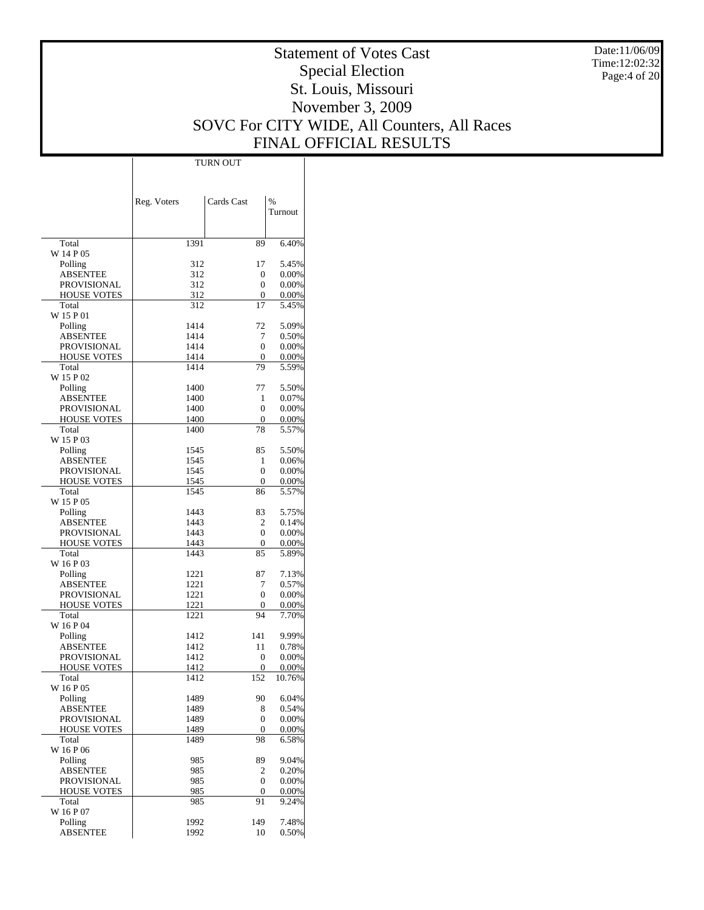# Statement of Votes Cast
## Special Election
## St. Louis, Missouri
## November 3, 2009
## SOVC For CITY WIDE, All Counters, All Races
## FINAL OFFICIAL RESULTS

Date:11/06/09
Time:12:02:32

| | TURN OUT | | |
|---|---|---|---|
| | Reg. Voters | Cards Cast | % Turnout |
| Total | 1391 | 89 | 6.40% |
| W 14 P 05 | | | |
| Polling | 312 | 17 | 5.45% |
| ABSENTEE | 312 | 0 | 0.00% |
| PROVISIONAL | 312 | 0 | 0.00% |
| HOUSE VOTES | 312 | 0 | 0.00% |
| Total | 312 | 17 | 5.45% |
| W 15 P 01 | | | |
| Polling | 1414 | 72 | 5.09% |
| ABSENTEE | 1414 | 7 | 0.50% |
| PROVISIONAL | 1414 | 0 | 0.00% |
| HOUSE VOTES | 1414 | 0 | 0.00% |
| Total | 1414 | 79 | 5.59% |
| W 15 P 02 | | | |
| Polling | 1400 | 77 | 5.50% |
| ABSENTEE | 1400 | 1 | 0.07% |
| PROVISIONAL | 1400 | 0 | 0.00% |
| HOUSE VOTES | 1400 | 0 | 0.00% |
| Total | 1400 | 78 | 5.57% |
| W 15 P 03 | | | |
| Polling | 1545 | 85 | 5.50% |
| ABSENTEE | 1545 | 1 | 0.06% |
| PROVISIONAL | 1545 | 0 | 0.00% |
| HOUSE VOTES | 1545 | 0 | 0.00% |
| Total | 1545 | 86 | 5.57% |
| W 15 P 05 | | | |
| Polling | 1443 | 83 | 5.75% |
| ABSENTEE | 1443 | 2 | 0.14% |
| PROVISIONAL | 1443 | 0 | 0.00% |
| HOUSE VOTES | 1443 | 0 | 0.00% |
| Total | 1443 | 85 | 5.89% |
| W 16 P 03 | | | |
| Polling | 1221 | 87 | 7.13% |
| ABSENTEE | 1221 | 7 | 0.57% |
| PROVISIONAL | 1221 | 0 | 0.00% |
| HOUSE VOTES | 1221 | 0 | 0.00% |
| Total | 1221 | 94 | 7.70% |
| W 16 P 04 | | | |
| Polling | 1412 | 141 | 9.99% |
| ABSENTEE | 1412 | 11 | 0.78% |
| PROVISIONAL | 1412 | 0 | 0.00% |
| HOUSE VOTES | 1412 | 0 | 0.00% |
| Total | 1412 | 152 | 10.76% |
| W 16 P 05 | | | |
| Polling | 1489 | 90 | 6.04% |
| ABSENTEE | 1489 | 8 | 0.54% |
| PROVISIONAL | 1489 | 0 | 0.00% |
| HOUSE VOTES | 1489 | 0 | 0.00% |
| Total | 1489 | 98 | 6.58% |
| W 16 P 06 | | | |
| Polling | 985 | 89 | 9.04% |
| ABSENTEE | 985 | 2 | 0.20% |
| PROVISIONAL | 985 | 0 | 0.00% |
| HOUSE VOTES | 985 | 0 | 0.00% |
| Total | 985 | 91 | 9.24% |
| W 16 P 07 | | | |
| Polling | 1992 | 149 | 7.48% |
| ABSENTEE | 1992 | 10 | 0.50% |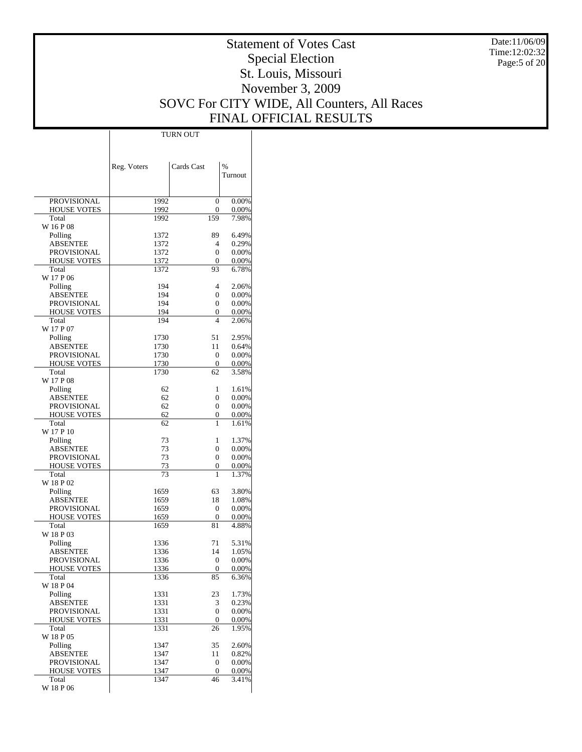# Statement of Votes Cast
## Special Election
## St. Louis, Missouri
## November 3, 2009
## SOVC For CITY WIDE, All Counters, All Races
## FINAL OFFICIAL RESULTS

Date:11/06/09
Time:12:02:32

| | TURN OUT | | |
|---|---|---|---|
| | Reg. Voters | Cards Cast | % Turnout |
| PROVISIONAL | 1992 | 0 | 0.00% |
| HOUSE VOTES | 1992 | 0 | 0.00% |
| Total | 1992 | 159 | 7.98% |
| W 16 P 08 | | | |
| Polling | 1372 | 89 | 6.49% |
| ABSENTEE | 1372 | 4 | 0.29% |
| PROVISIONAL | 1372 | 0 | 0.00% |
| HOUSE VOTES | 1372 | 0 | 0.00% |
| Total | 1372 | 93 | 6.78% |
| W 17 P 06 | | | |
| Polling | 194 | 4 | 2.06% |
| ABSENTEE | 194 | 0 | 0.00% |
| PROVISIONAL | 194 | 0 | 0.00% |
| HOUSE VOTES | 194 | 0 | 0.00% |
| Total | 194 | 4 | 2.06% |
| W 17 P 07 | | | |
| Polling | 1730 | 51 | 2.95% |
| ABSENTEE | 1730 | 11 | 0.64% |
| PROVISIONAL | 1730 | 0 | 0.00% |
| HOUSE VOTES | 1730 | 0 | 0.00% |
| Total | 1730 | 62 | 3.58% |
| W 17 P 08 | | | |
| Polling | 62 | 1 | 1.61% |
| ABSENTEE | 62 | 0 | 0.00% |
| PROVISIONAL | 62 | 0 | 0.00% |
| HOUSE VOTES | 62 | 0 | 0.00% |
| Total | 62 | 1 | 1.61% |
| W 17 P 10 | | | |
| Polling | 73 | 1 | 1.37% |
| ABSENTEE | 73 | 0 | 0.00% |
| PROVISIONAL | 73 | 0 | 0.00% |
| HOUSE VOTES | 73 | 0 | 0.00% |
| Total | 73 | 1 | 1.37% |
| W 18 P 02 | | | |
| Polling | 1659 | 63 | 3.80% |
| ABSENTEE | 1659 | 18 | 1.08% |
| PROVISIONAL | 1659 | 0 | 0.00% |
| HOUSE VOTES | 1659 | 0 | 0.00% |
| Total | 1659 | 81 | 4.88% |
| W 18 P 03 | | | |
| Polling | 1336 | 71 | 5.31% |
| ABSENTEE | 1336 | 14 | 1.05% |
| PROVISIONAL | 1336 | 0 | 0.00% |
| HOUSE VOTES | 1336 | 0 | 0.00% |
| Total | 1336 | 85 | 6.36% |
| W 18 P 04 | | | |
| Polling | 1331 | 23 | 1.73% |
| ABSENTEE | 1331 | 3 | 0.23% |
| PROVISIONAL | 1331 | 0 | 0.00% |
| HOUSE VOTES | 1331 | 0 | 0.00% |
| Total | 1331 | 26 | 1.95% |
| W 18 P 05 | | | |
| Polling | 1347 | 35 | 2.60% |
| ABSENTEE | 1347 | 11 | 0.82% |
| PROVISIONAL | 1347 | 0 | 0.00% |
| HOUSE VOTES | 1347 | 0 | 0.00% |
| Total | 1347 | 46 | 3.41% |
| W 18 P 06 | | | |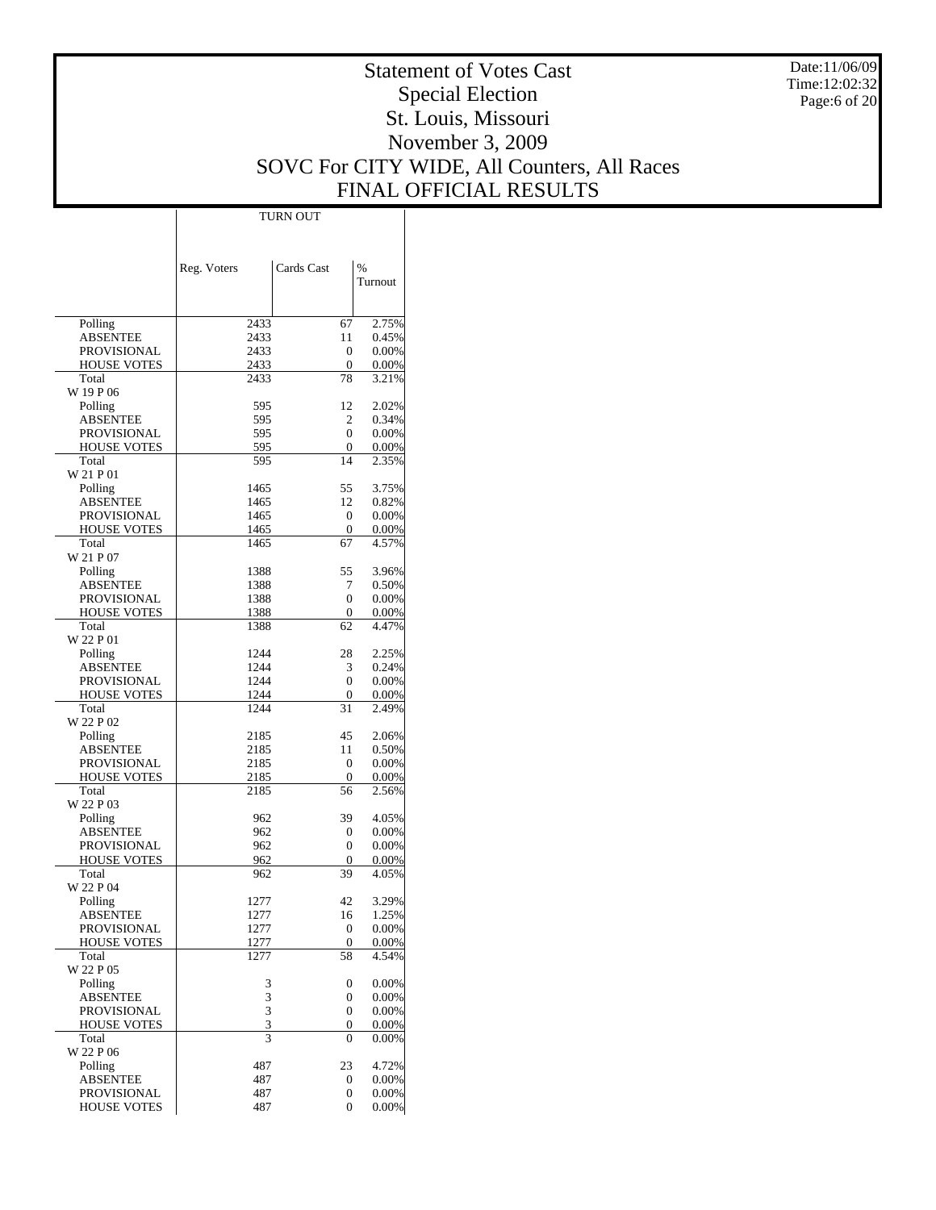# Statement of Votes Cast
## Special Election
## St. Louis, Missouri
## November 3, 2009
## SOVC For CITY WIDE, All Counters, All Races
## FINAL OFFICIAL RESULTS

Date:11/06/09
Time:12:02:32

| | TURN OUT | | |
|---|---|---|---|
| | Reg. Voters | Cards Cast | % Turnout |
| Polling | 2433 | 67 | 2.75% |
| ABSENTEE | 2433 | 11 | 0.45% |
| PROVISIONAL | 2433 | 0 | 0.00% |
| HOUSE VOTES | 2433 | 0 | 0.00% |
| Total | 2433 | 78 | 3.21% |
| W 19 P 06 | | | |
| Polling | 595 | 12 | 2.02% |
| ABSENTEE | 595 | 2 | 0.34% |
| PROVISIONAL | 595 | 0 | 0.00% |
| HOUSE VOTES | 595 | 0 | 0.00% |
| Total | 595 | 14 | 2.35% |
| W 21 P 01 | | | |
| Polling | 1465 | 55 | 3.75% |
| ABSENTEE | 1465 | 12 | 0.82% |
| PROVISIONAL | 1465 | 0 | 0.00% |
| HOUSE VOTES | 1465 | 0 | 0.00% |
| Total | 1465 | 67 | 4.57% |
| W 21 P 07 | | | |
| Polling | 1388 | 55 | 3.96% |
| ABSENTEE | 1388 | 7 | 0.50% |
| PROVISIONAL | 1388 | 0 | 0.00% |
| HOUSE VOTES | 1388 | 0 | 0.00% |
| Total | 1388 | 62 | 4.47% |
| W 22 P 01 | | | |
| Polling | 1244 | 28 | 2.25% |
| ABSENTEE | 1244 | 3 | 0.24% |
| PROVISIONAL | 1244 | 0 | 0.00% |
| HOUSE VOTES | 1244 | 0 | 0.00% |
| Total | 1244 | 31 | 2.49% |
| W 22 P 02 | | | |
| Polling | 2185 | 45 | 2.06% |
| ABSENTEE | 2185 | 11 | 0.50% |
| PROVISIONAL | 2185 | 0 | 0.00% |
| HOUSE VOTES | 2185 | 0 | 0.00% |
| Total | 2185 | 56 | 2.56% |
| W 22 P 03 | | | |
| Polling | 962 | 39 | 4.05% |
| ABSENTEE | 962 | 0 | 0.00% |
| PROVISIONAL | 962 | 0 | 0.00% |
| HOUSE VOTES | 962 | 0 | 0.00% |
| Total | 962 | 39 | 4.05% |
| W 22 P 04 | | | |
| Polling | 1277 | 42 | 3.29% |
| ABSENTEE | 1277 | 16 | 1.25% |
| PROVISIONAL | 1277 | 0 | 0.00% |
| HOUSE VOTES | 1277 | 0 | 0.00% |
| Total | 1277 | 58 | 4.54% |
| W 22 P 05 | | | |
| Polling | 3 | 0 | 0.00% |
| ABSENTEE | 3 | 0 | 0.00% |
| PROVISIONAL | 3 | 0 | 0.00% |
| HOUSE VOTES | 3 | 0 | 0.00% |
| Total | 3 | 0 | 0.00% |
| W 22 P 06 | | | |
| Polling | 487 | 23 | 4.72% |
| ABSENTEE | 487 | 0 | 0.00% |
| PROVISIONAL | 487 | 0 | 0.00% |
| HOUSE VOTES | 487 | 0 | 0.00% |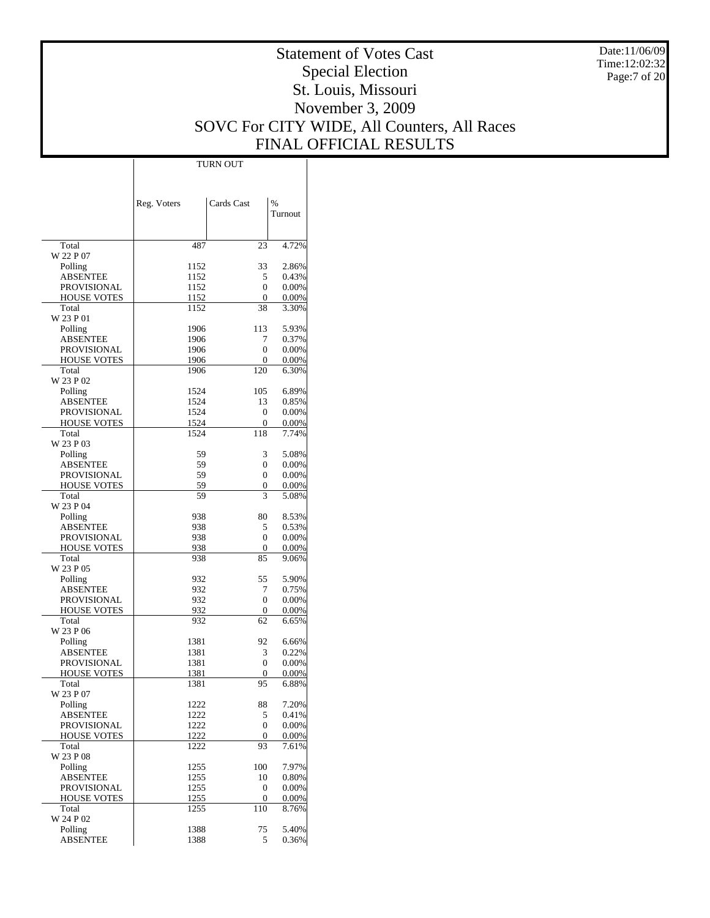# Statement of Votes Cast
## Special Election
## St. Louis, Missouri
## November 3, 2009
## SOVC For CITY WIDE, All Counters, All Races
## FINAL OFFICIAL RESULTS

Date:11/06/09
Time:12:02:32

| | TURN OUT | | |
|---|---|---|---|
| | Reg. Voters | Cards Cast | % Turnout |
| Total | 487 | 23 | 4.72% |
| W 22 P 07 | | | |
| Polling | 1152 | 33 | 2.86% |
| ABSENTEE | 1152 | 5 | 0.43% |
| PROVISIONAL | 1152 | 0 | 0.00% |
| HOUSE VOTES | 1152 | 0 | 0.00% |
| Total | 1152 | 38 | 3.30% |
| W 23 P 01 | | | |
| Polling | 1906 | 113 | 5.93% |
| ABSENTEE | 1906 | 7 | 0.37% |
| PROVISIONAL | 1906 | 0 | 0.00% |
| HOUSE VOTES | 1906 | 0 | 0.00% |
| Total | 1906 | 120 | 6.30% |
| W 23 P 02 | | | |
| Polling | 1524 | 105 | 6.89% |
| ABSENTEE | 1524 | 13 | 0.85% |
| PROVISIONAL | 1524 | 0 | 0.00% |
| HOUSE VOTES | 1524 | 0 | 0.00% |
| Total | 1524 | 118 | 7.74% |
| W 23 P 03 | | | |
| Polling | 59 | 3 | 5.08% |
| ABSENTEE | 59 | 0 | 0.00% |
| PROVISIONAL | 59 | 0 | 0.00% |
| HOUSE VOTES | 59 | 0 | 0.00% |
| Total | 59 | 3 | 5.08% |
| W 23 P 04 | | | |
| Polling | 938 | 80 | 8.53% |
| ABSENTEE | 938 | 5 | 0.53% |
| PROVISIONAL | 938 | 0 | 0.00% |
| HOUSE VOTES | 938 | 0 | 0.00% |
| Total | 938 | 85 | 9.06% |
| W 23 P 05 | | | |
| Polling | 932 | 55 | 5.90% |
| ABSENTEE | 932 | 7 | 0.75% |
| PROVISIONAL | 932 | 0 | 0.00% |
| HOUSE VOTES | 932 | 0 | 0.00% |
| Total | 932 | 62 | 6.65% |
| W 23 P 06 | | | |
| Polling | 1381 | 92 | 6.66% |
| ABSENTEE | 1381 | 3 | 0.22% |
| PROVISIONAL | 1381 | 0 | 0.00% |
| HOUSE VOTES | 1381 | 0 | 0.00% |
| Total | 1381 | 95 | 6.88% |
| W 23 P 07 | | | |
| Polling | 1222 | 88 | 7.20% |
| ABSENTEE | 1222 | 5 | 0.41% |
| PROVISIONAL | 1222 | 0 | 0.00% |
| HOUSE VOTES | 1222 | 0 | 0.00% |
| Total | 1222 | 93 | 7.61% |
| W 23 P 08 | | | |
| Polling | 1255 | 100 | 7.97% |
| ABSENTEE | 1255 | 10 | 0.80% |
| PROVISIONAL | 1255 | 0 | 0.00% |
| HOUSE VOTES | 1255 | 0 | 0.00% |
| Total | 1255 | 110 | 8.76% |
| W 24 P 02 | | | |
| Polling | 1388 | 75 | 5.40% |
| ABSENTEE | 1388 | 5 | 0.36% |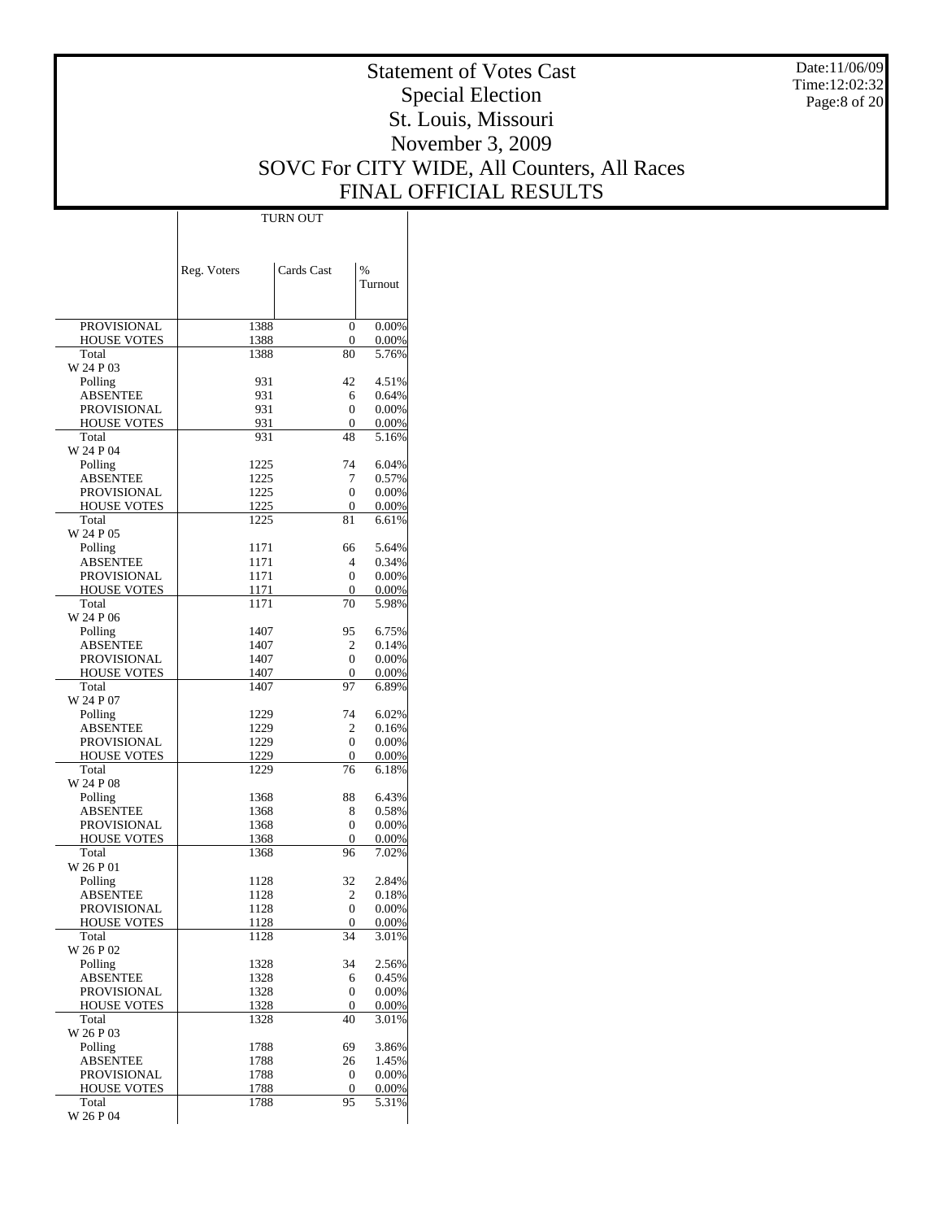# Statement of Votes Cast
## Special Election
## St. Louis, Missouri
## November 3, 2009
## SOVC For CITY WIDE, All Counters, All Races
## FINAL OFFICIAL RESULTS

Date:11/06/09
Time:12:02:32

| | TURN OUT | | |
|---|---|---|---|
| | Reg. Voters | Cards Cast | % Turnout |
| PROVISIONAL | 1388 | 0 | 0.00% |
| HOUSE VOTES | 1388 | 0 | 0.00% |
| Total | 1388 | 80 | 5.76% |
| W 24 P 03 | | | |
| Polling | 931 | 42 | 4.51% |
| ABSENTEE | 931 | 6 | 0.64% |
| PROVISIONAL | 931 | 0 | 0.00% |
| HOUSE VOTES | 931 | 0 | 0.00% |
| Total | 931 | 48 | 5.16% |
| W 24 P 04 | | | |
| Polling | 1225 | 74 | 6.04% |
| ABSENTEE | 1225 | 7 | 0.57% |
| PROVISIONAL | 1225 | 0 | 0.00% |
| HOUSE VOTES | 1225 | 0 | 0.00% |
| Total | 1225 | 81 | 6.61% |
| W 24 P 05 | | | |
| Polling | 1171 | 66 | 5.64% |
| ABSENTEE | 1171 | 4 | 0.34% |
| PROVISIONAL | 1171 | 0 | 0.00% |
| HOUSE VOTES | 1171 | 0 | 0.00% |
| Total | 1171 | 70 | 5.98% |
| W 24 P 06 | | | |
| Polling | 1407 | 95 | 6.75% |
| ABSENTEE | 1407 | 2 | 0.14% |
| PROVISIONAL | 1407 | 0 | 0.00% |
| HOUSE VOTES | 1407 | 0 | 0.00% |
| Total | 1407 | 97 | 6.89% |
| W 24 P 07 | | | |
| Polling | 1229 | 74 | 6.02% |
| ABSENTEE | 1229 | 2 | 0.16% |
| PROVISIONAL | 1229 | 0 | 0.00% |
| HOUSE VOTES | 1229 | 0 | 0.00% |
| Total | 1229 | 76 | 6.18% |
| W 24 P 08 | | | |
| Polling | 1368 | 88 | 6.43% |
| ABSENTEE | 1368 | 8 | 0.58% |
| PROVISIONAL | 1368 | 0 | 0.00% |
| HOUSE VOTES | 1368 | 0 | 0.00% |
| Total | 1368 | 96 | 7.02% |
| W 26 P 01 | | | |
| Polling | 1128 | 32 | 2.84% |
| ABSENTEE | 1128 | 2 | 0.18% |
| PROVISIONAL | 1128 | 0 | 0.00% |
| HOUSE VOTES | 1128 | 0 | 0.00% |
| Total | 1128 | 34 | 3.01% |
| W 26 P 02 | | | |
| Polling | 1328 | 34 | 2.56% |
| ABSENTEE | 1328 | 6 | 0.45% |
| PROVISIONAL | 1328 | 0 | 0.00% |
| HOUSE VOTES | 1328 | 0 | 0.00% |
| Total | 1328 | 40 | 3.01% |
| W 26 P 03 | | | |
| Polling | 1788 | 69 | 3.86% |
| ABSENTEE | 1788 | 26 | 1.45% |
| PROVISIONAL | 1788 | 0 | 0.00% |
| HOUSE VOTES | 1788 | 0 | 0.00% |
| Total | 1788 | 95 | 5.31% |
| W 26 P 04 | | | |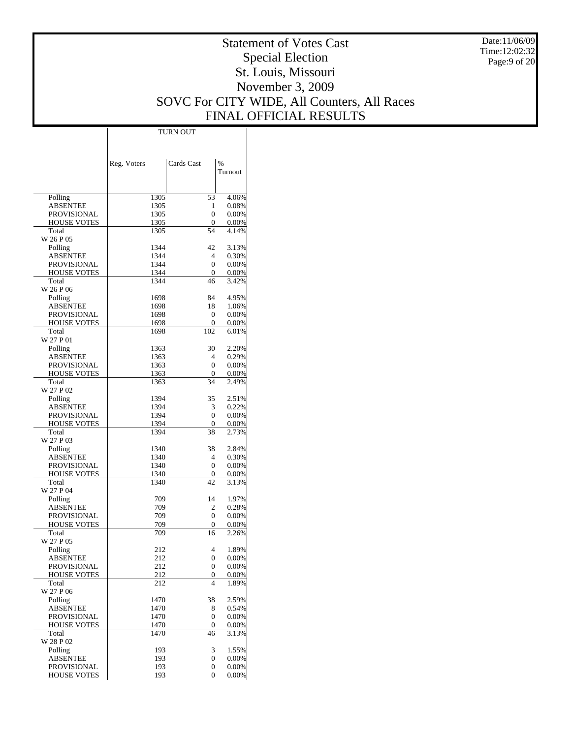# Statement of Votes Cast
## Special Election
## St. Louis, Missouri
## November 3, 2009
## SOVC For CITY WIDE, All Counters, All Races
## FINAL OFFICIAL RESULTS

Date:11/06/09
Time:12:02:32

| | TURN OUT | | |
|---|---|---|---|
| | Reg. Voters | Cards Cast | % Turnout |
| Polling | 1305 | 53 | 4.06% |
| ABSENTEE | 1305 | 1 | 0.08% |
| PROVISIONAL | 1305 | 0 | 0.00% |
| HOUSE VOTES | 1305 | 0 | 0.00% |
| Total | 1305 | 54 | 4.14% |
| W 26 P 05 | | | |
| Polling | 1344 | 42 | 3.13% |
| ABSENTEE | 1344 | 4 | 0.30% |
| PROVISIONAL | 1344 | 0 | 0.00% |
| HOUSE VOTES | 1344 | 0 | 0.00% |
| Total | 1344 | 46 | 3.42% |
| W 26 P 06 | | | |
| Polling | 1698 | 84 | 4.95% |
| ABSENTEE | 1698 | 18 | 1.06% |
| PROVISIONAL | 1698 | 0 | 0.00% |
| HOUSE VOTES | 1698 | 0 | 0.00% |
| Total | 1698 | 102 | 6.01% |
| W 27 P 01 | | | |
| Polling | 1363 | 30 | 2.20% |
| ABSENTEE | 1363 | 4 | 0.29% |
| PROVISIONAL | 1363 | 0 | 0.00% |
| HOUSE VOTES | 1363 | 0 | 0.00% |
| Total | 1363 | 34 | 2.49% |
| W 27 P 02 | | | |
| Polling | 1394 | 35 | 2.51% |
| ABSENTEE | 1394 | 3 | 0.22% |
| PROVISIONAL | 1394 | 0 | 0.00% |
| HOUSE VOTES | 1394 | 0 | 0.00% |
| Total | 1394 | 38 | 2.73% |
| W 27 P 03 | | | |
| Polling | 1340 | 38 | 2.84% |
| ABSENTEE | 1340 | 4 | 0.30% |
| PROVISIONAL | 1340 | 0 | 0.00% |
| HOUSE VOTES | 1340 | 0 | 0.00% |
| Total | 1340 | 42 | 3.13% |
| W 27 P 04 | | | |
| Polling | 709 | 14 | 1.97% |
| ABSENTEE | 709 | 2 | 0.28% |
| PROVISIONAL | 709 | 0 | 0.00% |
| HOUSE VOTES | 709 | 0 | 0.00% |
| Total | 709 | 16 | 2.26% |
| W 27 P 05 | | | |
| Polling | 212 | 4 | 1.89% |
| ABSENTEE | 212 | 0 | 0.00% |
| PROVISIONAL | 212 | 0 | 0.00% |
| HOUSE VOTES | 212 | 0 | 0.00% |
| Total | 212 | 4 | 1.89% |
| W 27 P 06 | | | |
| Polling | 1470 | 38 | 2.59% |
| ABSENTEE | 1470 | 8 | 0.54% |
| PROVISIONAL | 1470 | 0 | 0.00% |
| HOUSE VOTES | 1470 | 0 | 0.00% |
| Total | 1470 | 46 | 3.13% |
| W 28 P 02 | | | |
| Polling | 193 | 3 | 1.55% |
| ABSENTEE | 193 | 0 | 0.00% |
| PROVISIONAL | 193 | 0 | 0.00% |
| HOUSE VOTES | 193 | 0 | 0.00% |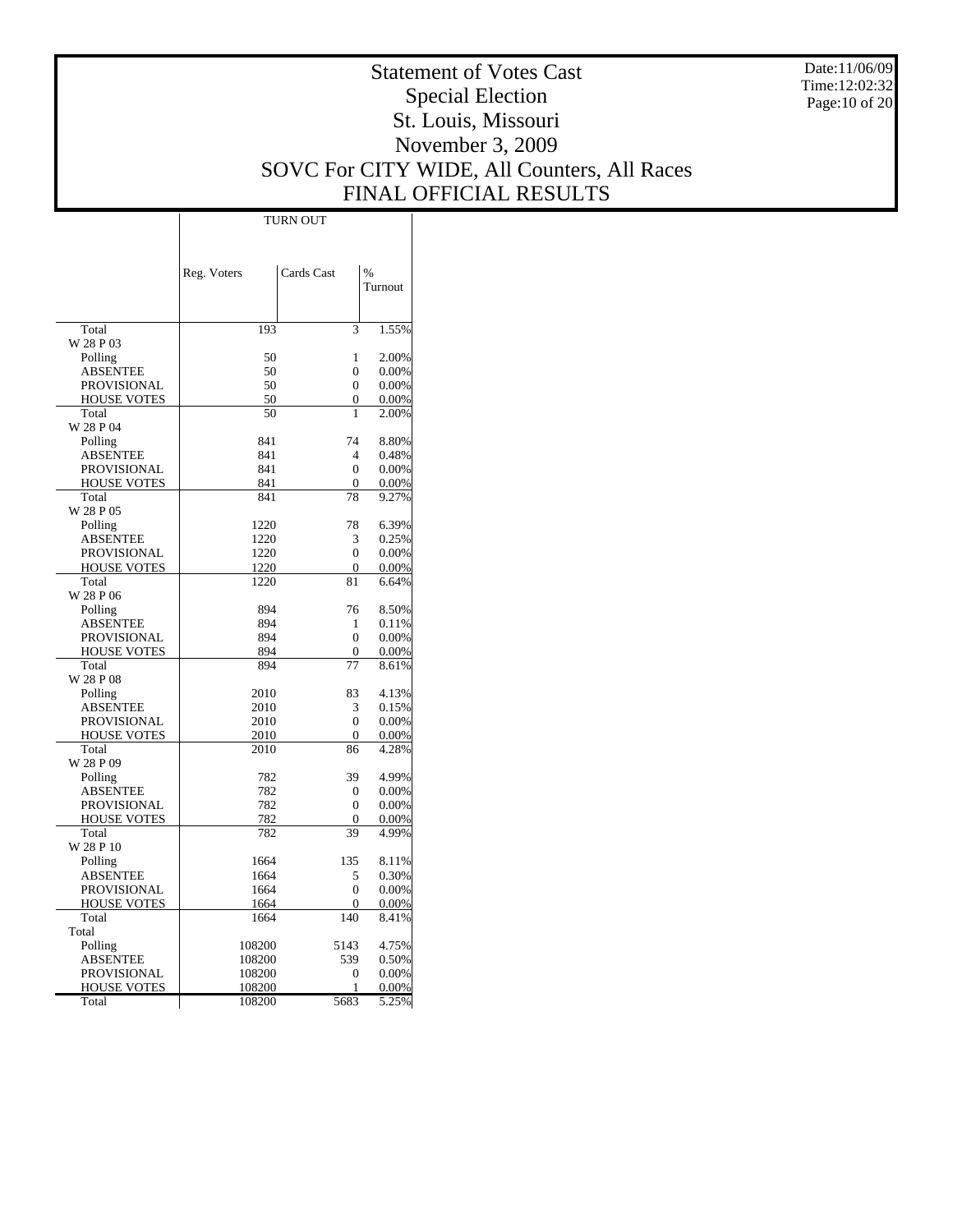# Statement of Votes Cast
## Special Election
## St. Louis, Missouri
## November 3, 2009
## SOVC For CITY WIDE, All Counters, All Races
## FINAL OFFICIAL RESULTS

Date:11/06/09
Time:12:02:32

| | TURN OUT | | |
|---|---|---|---|
| | Reg. Voters | Cards Cast | % Turnout |
| Total | 193 | 3 | 1.55% |
| W 28 P 03 | | | |
| Polling | 50 | 1 | 2.00% |
| ABSENTEE | 50 | 0 | 0.00% |
| PROVISIONAL | 50 | 0 | 0.00% |
| HOUSE VOTES | 50 | 0 | 0.00% |
| Total | 50 | 1 | 2.00% |
| W 28 P 04 | | | |
| Polling | 841 | 74 | 8.80% |
| ABSENTEE | 841 | 4 | 0.48% |
| PROVISIONAL | 841 | 0 | 0.00% |
| HOUSE VOTES | 841 | 0 | 0.00% |
| Total | 841 | 78 | 9.27% |
| W 28 P 05 | | | |
| Polling | 1220 | 78 | 6.39% |
| ABSENTEE | 1220 | 3 | 0.25% |
| PROVISIONAL | 1220 | 0 | 0.00% |
| HOUSE VOTES | 1220 | 0 | 0.00% |
| Total | 1220 | 81 | 6.64% |
| W 28 P 06 | | | |
| Polling | 894 | 76 | 8.50% |
| ABSENTEE | 894 | 1 | 0.11% |
| PROVISIONAL | 894 | 0 | 0.00% |
| HOUSE VOTES | 894 | 0 | 0.00% |
| Total | 894 | 77 | 8.61% |
| W 28 P 08 | | | |
| Polling | 2010 | 83 | 4.13% |
| ABSENTEE | 2010 | 3 | 0.15% |
| PROVISIONAL | 2010 | 0 | 0.00% |
| HOUSE VOTES | 2010 | 0 | 0.00% |
| Total | 2010 | 86 | 4.28% |
| W 28 P 09 | | | |
| Polling | 782 | 39 | 4.99% |
| ABSENTEE | 782 | 0 | 0.00% |
| PROVISIONAL | 782 | 0 | 0.00% |
| HOUSE VOTES | 782 | 0 | 0.00% |
| Total | 782 | 39 | 4.99% |
| W 28 P 10 | | | |
| Polling | 1664 | 135 | 8.11% |
| ABSENTEE | 1664 | 5 | 0.30% |
| PROVISIONAL | 1664 | 0 | 0.00% |
| HOUSE VOTES | 1664 | 0 | 0.00% |
| Total | 1664 | 140 | 8.41% |
| Total | | | |
| Polling | 108200 | 5143 | 4.75% |
| ABSENTEE | 108200 | 539 | 0.50% |
| PROVISIONAL | 108200 | 0 | 0.00% |
| HOUSE VOTES | 108200 | 1 | 0.00% |
| Total | 108200 | 5683 | 5.25% |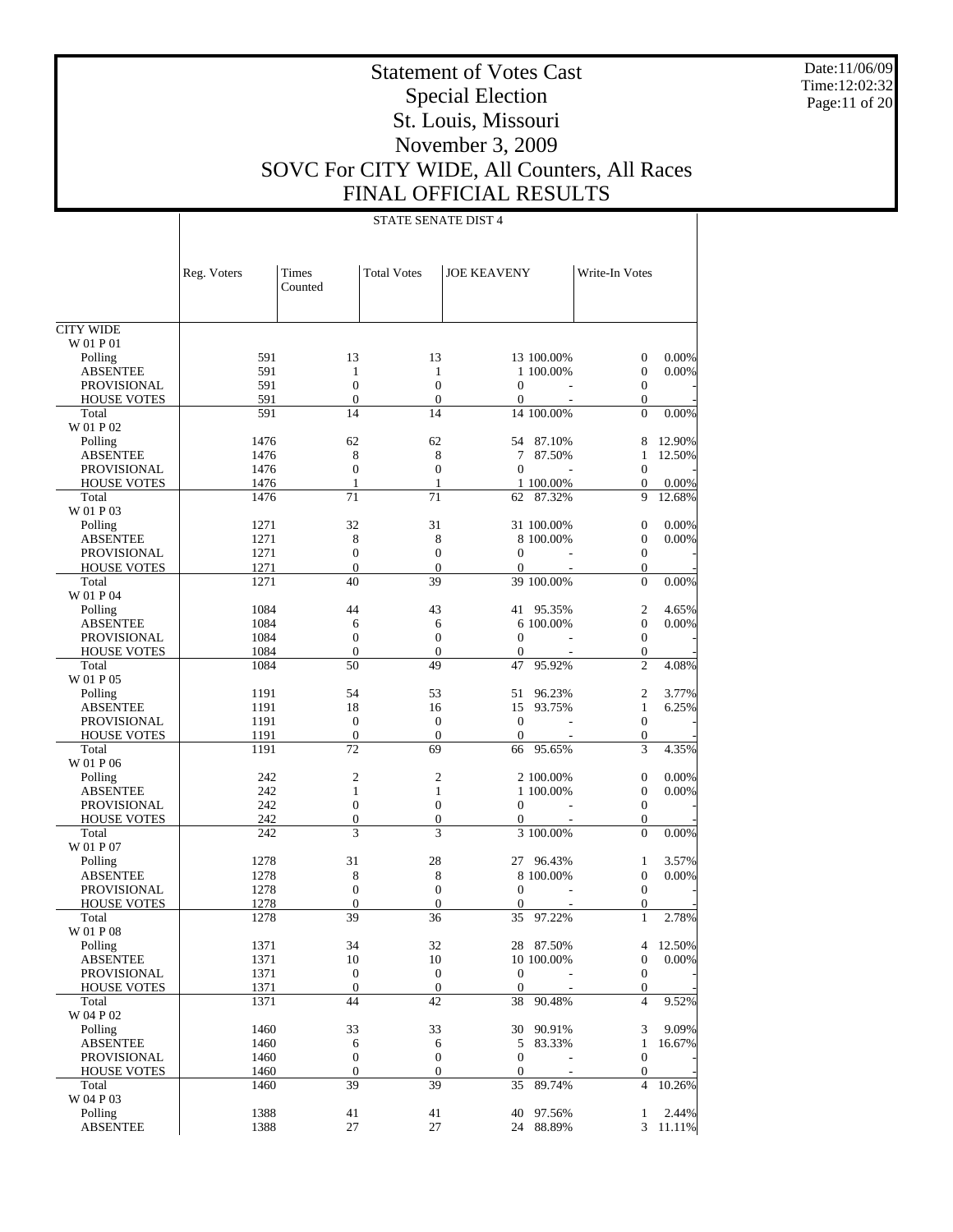# Statement of Votes Cast
## Special Election
## St. Louis, Missouri
## November 3, 2009
## SOVC For CITY WIDE, All Counters, All Races
## FINAL OFFICIAL RESULTS

Date:11/06/09
Time:12:02:32

STATE SENATE DIST 4

| | Reg. Voters | Times Counted | Total Votes | JOE KEAVENY | | Write-In Votes | |
|---|---|---|---|---|---|---|---|
| CITY WIDE | | | | | | | |
| W 01 P 01 | | | | | | | |
| Polling | 591 | 13 | 13 | 13 | 100.00% | 0 | 0.00% |
| ABSENTEE | 591 | 1 | 1 | 1 | 100.00% | 0 | 0.00% |
| PROVISIONAL | 591 | 0 | 0 | 0 | - | 0 | - |
| HOUSE VOTES | 591 | 0 | 0 | 0 | - | 0 | - |
| Total | 591 | 14 | 14 | 14 | 100.00% | 0 | 0.00% |
| W 01 P 02 | | | | | | | |
| Polling | 1476 | 62 | 62 | 54 | 87.10% | 8 | 12.90% |
| ABSENTEE | 1476 | 8 | 8 | 7 | 87.50% | 1 | 12.50% |
| PROVISIONAL | 1476 | 0 | 0 | 0 | - | 0 | - |
| HOUSE VOTES | 1476 | 1 | 1 | 1 | 100.00% | 0 | 0.00% |
| Total | 1476 | 71 | 71 | 62 | 87.32% | 9 | 12.68% |
| W 01 P 03 | | | | | | | |
| Polling | 1271 | 32 | 31 | 31 | 100.00% | 0 | 0.00% |
| ABSENTEE | 1271 | 8 | 8 | 8 | 100.00% | 0 | 0.00% |
| PROVISIONAL | 1271 | 0 | 0 | 0 | - | 0 | - |
| HOUSE VOTES | 1271 | 0 | 0 | 0 | - | 0 | - |
| Total | 1271 | 40 | 39 | 39 | 100.00% | 0 | 0.00% |
| W 01 P 04 | | | | | | | |
| Polling | 1084 | 44 | 43 | 41 | 95.35% | 2 | 4.65% |
| ABSENTEE | 1084 | 6 | 6 | 6 | 100.00% | 0 | 0.00% |
| PROVISIONAL | 1084 | 0 | 0 | 0 | - | 0 | - |
| HOUSE VOTES | 1084 | 0 | 0 | 0 | - | 0 | - |
| Total | 1084 | 50 | 49 | 47 | 95.92% | 2 | 4.08% |
| W 01 P 05 | | | | | | | |
| Polling | 1191 | 54 | 53 | 51 | 96.23% | 2 | 3.77% |
| ABSENTEE | 1191 | 18 | 16 | 15 | 93.75% | 1 | 6.25% |
| PROVISIONAL | 1191 | 0 | 0 | 0 | - | 0 | - |
| HOUSE VOTES | 1191 | 0 | 0 | 0 | - | 0 | - |
| Total | 1191 | 72 | 69 | 66 | 95.65% | 3 | 4.35% |
| W 01 P 06 | | | | | | | |
| Polling | 242 | 2 | 2 | 2 | 100.00% | 0 | 0.00% |
| ABSENTEE | 242 | 1 | 1 | 1 | 100.00% | 0 | 0.00% |
| PROVISIONAL | 242 | 0 | 0 | 0 | - | 0 | - |
| HOUSE VOTES | 242 | 0 | 0 | 0 | - | 0 | - |
| Total | 242 | 3 | 3 | 3 | 100.00% | 0 | 0.00% |
| W 01 P 07 | | | | | | | |
| Polling | 1278 | 31 | 28 | 27 | 96.43% | 1 | 3.57% |
| ABSENTEE | 1278 | 8 | 8 | 8 | 100.00% | 0 | 0.00% |
| PROVISIONAL | 1278 | 0 | 0 | 0 | - | 0 | - |
| HOUSE VOTES | 1278 | 0 | 0 | 0 | - | 0 | - |
| Total | 1278 | 39 | 36 | 35 | 97.22% | 1 | 2.78% |
| W 01 P 08 | | | | | | | |
| Polling | 1371 | 34 | 32 | 28 | 87.50% | 4 | 12.50% |
| ABSENTEE | 1371 | 10 | 10 | 10 | 100.00% | 0 | 0.00% |
| PROVISIONAL | 1371 | 0 | 0 | 0 | - | 0 | - |
| HOUSE VOTES | 1371 | 0 | 0 | 0 | - | 0 | - |
| Total | 1371 | 44 | 42 | 38 | 90.48% | 4 | 9.52% |
| W 04 P 02 | | | | | | | |
| Polling | 1460 | 33 | 33 | 30 | 90.91% | 3 | 9.09% |
| ABSENTEE | 1460 | 6 | 6 | 5 | 83.33% | 1 | 16.67% |
| PROVISIONAL | 1460 | 0 | 0 | 0 | - | 0 | - |
| HOUSE VOTES | 1460 | 0 | 0 | 0 | - | 0 | - |
| Total | 1460 | 39 | 39 | 35 | 89.74% | 4 | 10.26% |
| W 04 P 03 | | | | | | | |
| Polling | 1388 | 41 | 41 | 40 | 97.56% | 1 | 2.44% |
| ABSENTEE | 1388 | 27 | 27 | 24 | 88.89% | 3 | 11.11% |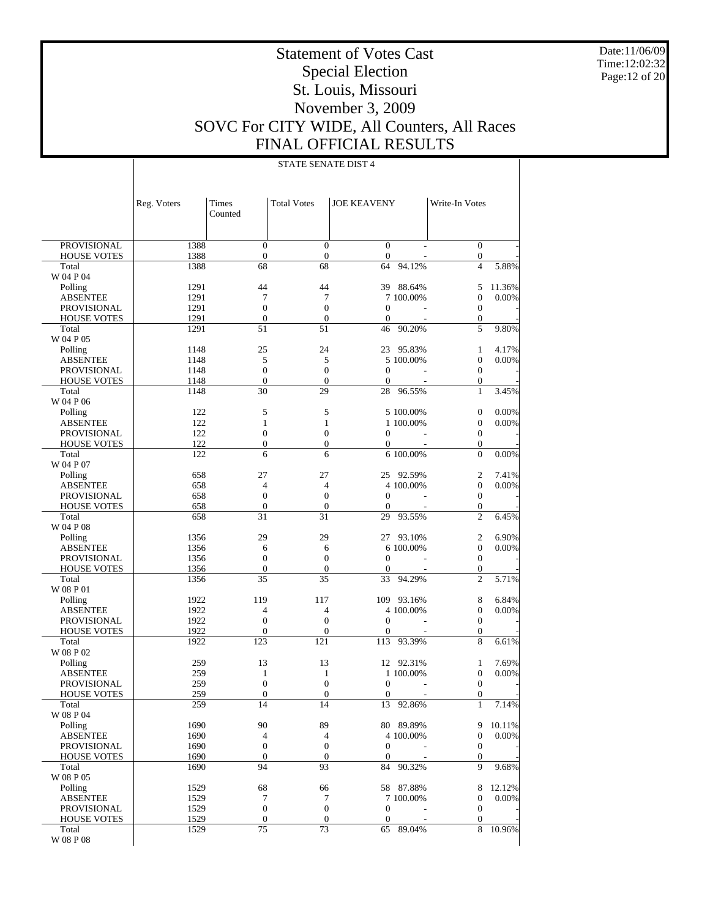# Statement of Votes Cast
## Special Election
## St. Louis, Missouri
## November 3, 2009
## SOVC For CITY WIDE, All Counters, All Races
## FINAL OFFICIAL RESULTS

Date:11/06/09
Time:12:02:32

STATE SENATE DIST 4

| | Reg. Voters | Times Counted | Total Votes | JOE KEAVENY | | Write-In Votes | |
|---|---|---|---|---|---|---|---|
| PROVISIONAL | 1388 | 0 | 0 | 0 | - | 0 | - |
| HOUSE VOTES | 1388 | 0 | 0 | 0 | - | 0 | - |
| Total | 1388 | 68 | 68 | 64 | 94.12% | 4 | 5.88% |
| W 04 P 04 | | | | | | | |
| Polling | 1291 | 44 | 44 | 39 | 88.64% | 5 | 11.36% |
| ABSENTEE | 1291 | 7 | 7 | 7 | 100.00% | 0 | 0.00% |
| PROVISIONAL | 1291 | 0 | 0 | 0 | - | 0 | - |
| HOUSE VOTES | 1291 | 0 | 0 | 0 | - | 0 | - |
| Total | 1291 | 51 | 51 | 46 | 90.20% | 5 | 9.80% |
| W 04 P 05 | | | | | | | |
| Polling | 1148 | 25 | 24 | 23 | 95.83% | 1 | 4.17% |
| ABSENTEE | 1148 | 5 | 5 | 5 | 100.00% | 0 | 0.00% |
| PROVISIONAL | 1148 | 0 | 0 | 0 | - | 0 | - |
| HOUSE VOTES | 1148 | 0 | 0 | 0 | - | 0 | - |
| Total | 1148 | 30 | 29 | 28 | 96.55% | 1 | 3.45% |
| W 04 P 06 | | | | | | | |
| Polling | 122 | 5 | 5 | 5 | 100.00% | 0 | 0.00% |
| ABSENTEE | 122 | 1 | 1 | 1 | 100.00% | 0 | 0.00% |
| PROVISIONAL | 122 | 0 | 0 | 0 | - | 0 | - |
| HOUSE VOTES | 122 | 0 | 0 | 0 | - | 0 | - |
| Total | 122 | 6 | 6 | 6 | 100.00% | 0 | 0.00% |
| W 04 P 07 | | | | | | | |
| Polling | 658 | 27 | 27 | 25 | 92.59% | 2 | 7.41% |
| ABSENTEE | 658 | 4 | 4 | 4 | 100.00% | 0 | 0.00% |
| PROVISIONAL | 658 | 0 | 0 | 0 | - | 0 | - |
| HOUSE VOTES | 658 | 0 | 0 | 0 | - | 0 | - |
| Total | 658 | 31 | 31 | 29 | 93.55% | 2 | 6.45% |
| W 04 P 08 | | | | | | | |
| Polling | 1356 | 29 | 29 | 27 | 93.10% | 2 | 6.90% |
| ABSENTEE | 1356 | 6 | 6 | 6 | 100.00% | 0 | 0.00% |
| PROVISIONAL | 1356 | 0 | 0 | 0 | - | 0 | - |
| HOUSE VOTES | 1356 | 0 | 0 | 0 | - | 0 | - |
| Total | 1356 | 35 | 35 | 33 | 94.29% | 2 | 5.71% |
| W 08 P 01 | | | | | | | |
| Polling | 1922 | 119 | 117 | 109 | 93.16% | 8 | 6.84% |
| ABSENTEE | 1922 | 4 | 4 | 4 | 100.00% | 0 | 0.00% |
| PROVISIONAL | 1922 | 0 | 0 | 0 | - | 0 | - |
| HOUSE VOTES | 1922 | 0 | 0 | 0 | - | 0 | - |
| Total | 1922 | 123 | 121 | 113 | 93.39% | 8 | 6.61% |
| W 08 P 02 | | | | | | | |
| Polling | 259 | 13 | 13 | 12 | 92.31% | 1 | 7.69% |
| ABSENTEE | 259 | 1 | 1 | 1 | 100.00% | 0 | 0.00% |
| PROVISIONAL | 259 | 0 | 0 | 0 | - | 0 | - |
| HOUSE VOTES | 259 | 0 | 0 | 0 | - | 0 | - |
| Total | 259 | 14 | 14 | 13 | 92.86% | 1 | 7.14% |
| W 08 P 04 | | | | | | | |
| Polling | 1690 | 90 | 89 | 80 | 89.89% | 9 | 10.11% |
| ABSENTEE | 1690 | 4 | 4 | 4 | 100.00% | 0 | 0.00% |
| PROVISIONAL | 1690 | 0 | 0 | 0 | - | 0 | - |
| HOUSE VOTES | 1690 | 0 | 0 | 0 | - | 0 | - |
| Total | 1690 | 94 | 93 | 84 | 90.32% | 9 | 9.68% |
| W 08 P 05 | | | | | | | |
| Polling | 1529 | 68 | 66 | 58 | 87.88% | 8 | 12.12% |
| ABSENTEE | 1529 | 7 | 7 | 7 | 100.00% | 0 | 0.00% |
| PROVISIONAL | 1529 | 0 | 0 | 0 | - | 0 | - |
| HOUSE VOTES | 1529 | 0 | 0 | 0 | - | 0 | - |
| Total | 1529 | 75 | 73 | 65 | 89.04% | 8 | 10.96% |
| W 08 P 08 | | | | | | | |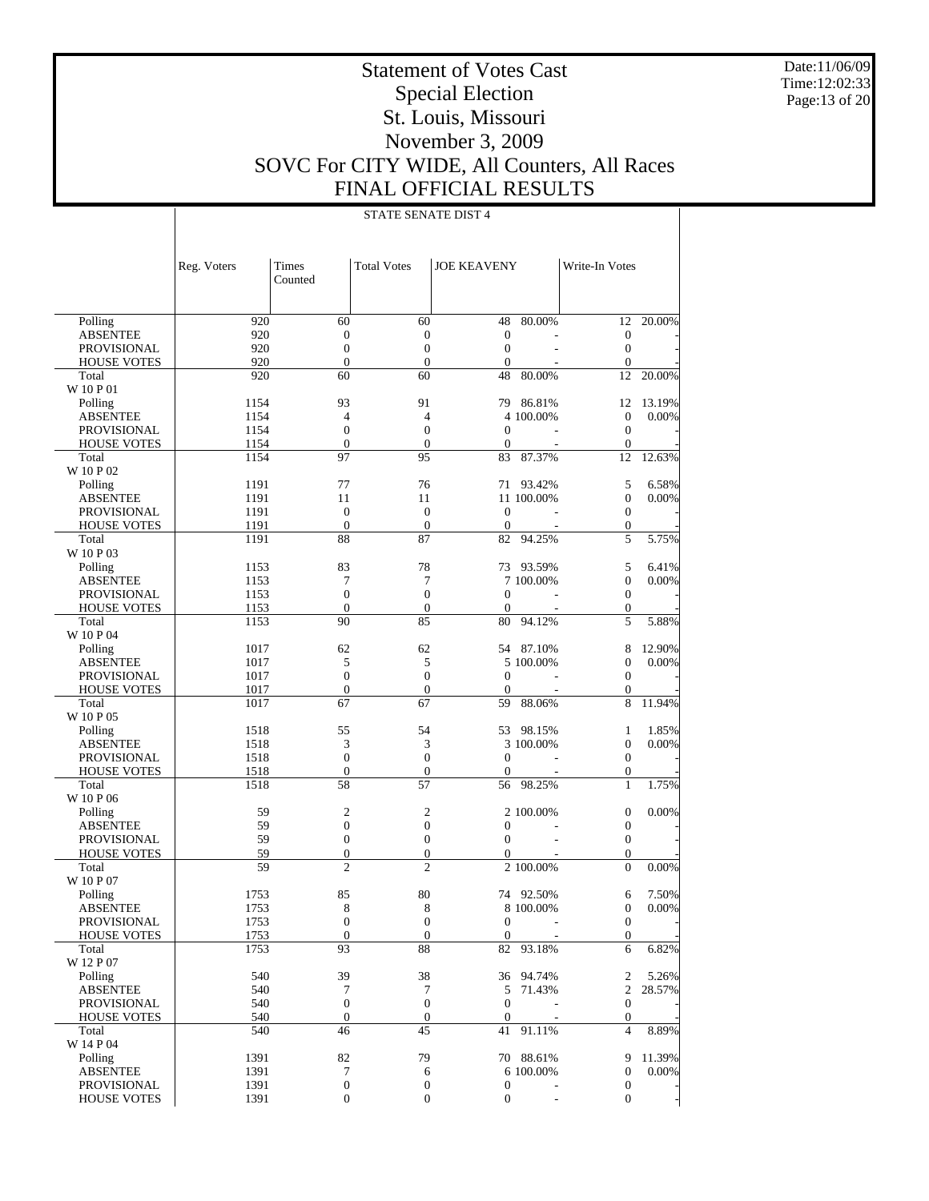# Statement of Votes Cast
## Special Election
## St. Louis, Missouri
## November 3, 2009
## SOVC For CITY WIDE, All Counters, All Races
## FINAL OFFICIAL RESULTS

Date:11/06/09
Time:12:02:33

STATE SENATE DIST 4

| | Reg. Voters | Times Counted | Total Votes | JOE KEAVENY | | Write-In Votes | |
|---|---|---|---|---|---|---|---|
| Polling | 920 | 60 | 60 | 48 | 80.00% | 12 | 20.00% |
| ABSENTEE | 920 | 0 | 0 | 0 | - | 0 | - |
| PROVISIONAL | 920 | 0 | 0 | 0 | - | 0 | - |
| HOUSE VOTES | 920 | 0 | 0 | 0 | - | 0 | - |
| Total | 920 | 60 | 60 | 48 | 80.00% | 12 | 20.00% |
| W 10 P 01 | | | | | | | |
| Polling | 1154 | 93 | 91 | 79 | 86.81% | 12 | 13.19% |
| ABSENTEE | 1154 | 4 | 4 | 4 | 100.00% | 0 | 0.00% |
| PROVISIONAL | 1154 | 0 | 0 | 0 | - | 0 | - |
| HOUSE VOTES | 1154 | 0 | 0 | 0 | - | 0 | - |
| Total | 1154 | 97 | 95 | 83 | 87.37% | 12 | 12.63% |
| W 10 P 02 | | | | | | | |
| Polling | 1191 | 77 | 76 | 71 | 93.42% | 5 | 6.58% |
| ABSENTEE | 1191 | 11 | 11 | 11 | 100.00% | 0 | 0.00% |
| PROVISIONAL | 1191 | 0 | 0 | 0 | - | 0 | - |
| HOUSE VOTES | 1191 | 0 | 0 | 0 | - | 0 | - |
| Total | 1191 | 88 | 87 | 82 | 94.25% | 5 | 5.75% |
| W 10 P 03 | | | | | | | |
| Polling | 1153 | 83 | 78 | 73 | 93.59% | 5 | 6.41% |
| ABSENTEE | 1153 | 7 | 7 | 7 | 100.00% | 0 | 0.00% |
| PROVISIONAL | 1153 | 0 | 0 | 0 | - | 0 | - |
| HOUSE VOTES | 1153 | 0 | 0 | 0 | - | 0 | - |
| Total | 1153 | 90 | 85 | 80 | 94.12% | 5 | 5.88% |
| W 10 P 04 | | | | | | | |
| Polling | 1017 | 62 | 62 | 54 | 87.10% | 8 | 12.90% |
| ABSENTEE | 1017 | 5 | 5 | 5 | 100.00% | 0 | 0.00% |
| PROVISIONAL | 1017 | 0 | 0 | 0 | - | 0 | - |
| HOUSE VOTES | 1017 | 0 | 0 | 0 | - | 0 | - |
| Total | 1017 | 67 | 67 | 59 | 88.06% | 8 | 11.94% |
| W 10 P 05 | | | | | | | |
| Polling | 1518 | 55 | 54 | 53 | 98.15% | 1 | 1.85% |
| ABSENTEE | 1518 | 3 | 3 | 3 | 100.00% | 0 | 0.00% |
| PROVISIONAL | 1518 | 0 | 0 | 0 | - | 0 | - |
| HOUSE VOTES | 1518 | 0 | 0 | 0 | - | 0 | - |
| Total | 1518 | 58 | 57 | 56 | 98.25% | 1 | 1.75% |
| W 10 P 06 | | | | | | | |
| Polling | 59 | 2 | 2 | 2 | 100.00% | 0 | 0.00% |
| ABSENTEE | 59 | 0 | 0 | 0 | - | 0 | - |
| PROVISIONAL | 59 | 0 | 0 | 0 | - | 0 | - |
| HOUSE VOTES | 59 | 0 | 0 | 0 | - | 0 | - |
| Total | 59 | 2 | 2 | 2 | 100.00% | 0 | 0.00% |
| W 10 P 07 | | | | | | | |
| Polling | 1753 | 85 | 80 | 74 | 92.50% | 6 | 7.50% |
| ABSENTEE | 1753 | 8 | 8 | 8 | 100.00% | 0 | 0.00% |
| PROVISIONAL | 1753 | 0 | 0 | 0 | - | 0 | - |
| HOUSE VOTES | 1753 | 0 | 0 | 0 | - | 0 | - |
| Total | 1753 | 93 | 88 | 82 | 93.18% | 6 | 6.82% |
| W 12 P 07 | | | | | | | |
| Polling | 540 | 39 | 38 | 36 | 94.74% | 2 | 5.26% |
| ABSENTEE | 540 | 7 | 7 | 5 | 71.43% | 2 | 28.57% |
| PROVISIONAL | 540 | 0 | 0 | 0 | - | 0 | - |
| HOUSE VOTES | 540 | 0 | 0 | 0 | - | 0 | - |
| Total | 540 | 46 | 45 | 41 | 91.11% | 4 | 8.89% |
| W 14 P 04 | | | | | | | |
| Polling | 1391 | 82 | 79 | 70 | 88.61% | 9 | 11.39% |
| ABSENTEE | 1391 | 7 | 6 | 6 | 100.00% | 0 | 0.00% |
| PROVISIONAL | 1391 | 0 | 0 | 0 | - | 0 | - |
| HOUSE VOTES | 1391 | 0 | 0 | 0 | - | 0 | - |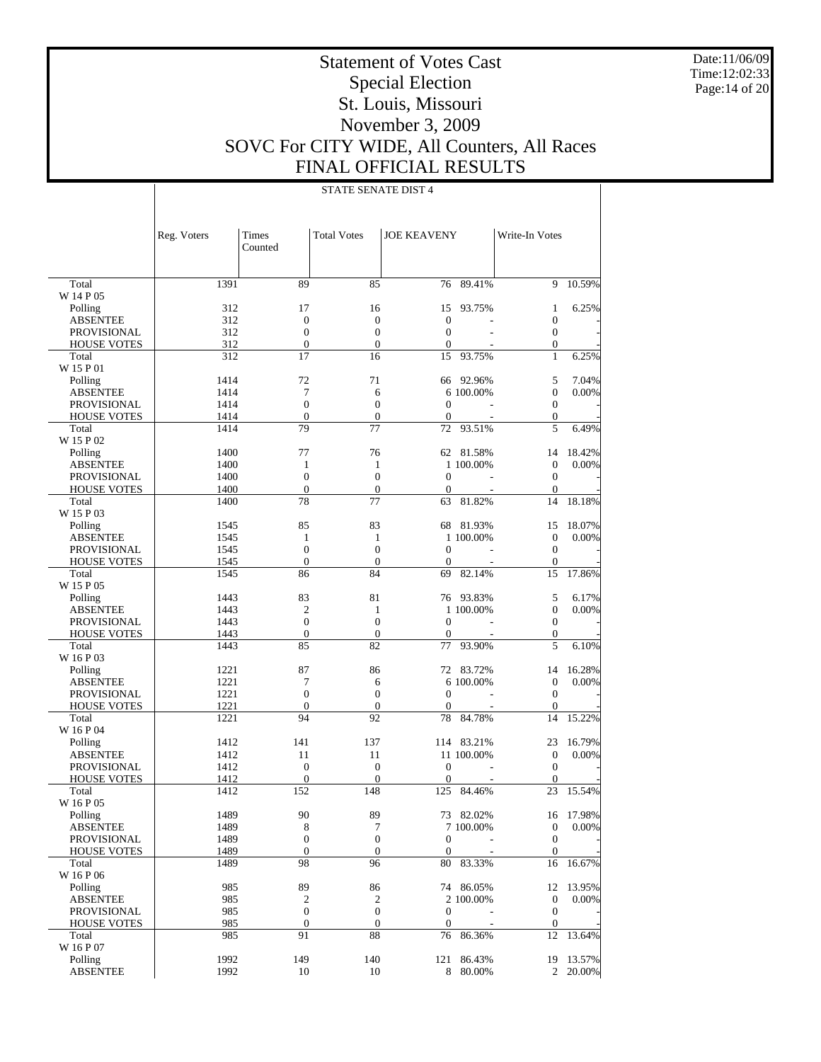# Statement of Votes Cast
## Special Election
## St. Louis, Missouri
## November 3, 2009
## SOVC For CITY WIDE, All Counters, All Races
## FINAL OFFICIAL RESULTS

Date:11/06/09
Time:12:02:33
Page:14 of 20

STATE SENATE DIST 4

| | Reg. Voters | Times Counted | Total Votes | JOE KEAVENY | | Write-In Votes | |
|---|---|---|---|---|---|---|---|
| Total | 1391 | 89 | 85 | 76 | 89.41% | 9 | 10.59% |
| W 14 P 05 | | | | | | | |
| Polling | 312 | 17 | 16 | 15 | 93.75% | 1 | 6.25% |
| ABSENTEE | 312 | 0 | 0 | 0 | - | 0 | - |
| PROVISIONAL | 312 | 0 | 0 | 0 | - | 0 | - |
| HOUSE VOTES | 312 | 0 | 0 | 0 | - | 0 | - |
| Total | 312 | 17 | 16 | 15 | 93.75% | 1 | 6.25% |
| W 15 P 01 | | | | | | | |
| Polling | 1414 | 72 | 71 | 66 | 92.96% | 5 | 7.04% |
| ABSENTEE | 1414 | 7 | 6 | 6 | 100.00% | 0 | 0.00% |
| PROVISIONAL | 1414 | 0 | 0 | 0 | - | 0 | - |
| HOUSE VOTES | 1414 | 0 | 0 | 0 | - | 0 | - |
| Total | 1414 | 79 | 77 | 72 | 93.51% | 5 | 6.49% |
| W 15 P 02 | | | | | | | |
| Polling | 1400 | 77 | 76 | 62 | 81.58% | 14 | 18.42% |
| ABSENTEE | 1400 | 1 | 1 | 1 | 100.00% | 0 | 0.00% |
| PROVISIONAL | 1400 | 0 | 0 | 0 | - | 0 | - |
| HOUSE VOTES | 1400 | 0 | 0 | 0 | - | 0 | - |
| Total | 1400 | 78 | 77 | 63 | 81.82% | 14 | 18.18% |
| W 15 P 03 | | | | | | | |
| Polling | 1545 | 85 | 83 | 68 | 81.93% | 15 | 18.07% |
| ABSENTEE | 1545 | 1 | 1 | 1 | 100.00% | 0 | 0.00% |
| PROVISIONAL | 1545 | 0 | 0 | 0 | - | 0 | - |
| HOUSE VOTES | 1545 | 0 | 0 | 0 | - | 0 | - |
| Total | 1545 | 86 | 84 | 69 | 82.14% | 15 | 17.86% |
| W 15 P 05 | | | | | | | |
| Polling | 1443 | 83 | 81 | 76 | 93.83% | 5 | 6.17% |
| ABSENTEE | 1443 | 2 | 1 | 1 | 100.00% | 0 | 0.00% |
| PROVISIONAL | 1443 | 0 | 0 | 0 | - | 0 | - |
| HOUSE VOTES | 1443 | 0 | 0 | 0 | - | 0 | - |
| Total | 1443 | 85 | 82 | 77 | 93.90% | 5 | 6.10% |
| W 16 P 03 | | | | | | | |
| Polling | 1221 | 87 | 86 | 72 | 83.72% | 14 | 16.28% |
| ABSENTEE | 1221 | 7 | 6 | 6 | 100.00% | 0 | 0.00% |
| PROVISIONAL | 1221 | 0 | 0 | 0 | - | 0 | - |
| HOUSE VOTES | 1221 | 0 | 0 | 0 | - | 0 | - |
| Total | 1221 | 94 | 92 | 78 | 84.78% | 14 | 15.22% |
| W 16 P 04 | | | | | | | |
| Polling | 1412 | 141 | 137 | 114 | 83.21% | 23 | 16.79% |
| ABSENTEE | 1412 | 11 | 11 | 11 | 100.00% | 0 | 0.00% |
| PROVISIONAL | 1412 | 0 | 0 | 0 | - | 0 | - |
| HOUSE VOTES | 1412 | 0 | 0 | 0 | - | 0 | - |
| Total | 1412 | 152 | 148 | 125 | 84.46% | 23 | 15.54% |
| W 16 P 05 | | | | | | | |
| Polling | 1489 | 90 | 89 | 73 | 82.02% | 16 | 17.98% |
| ABSENTEE | 1489 | 8 | 7 | 7 | 100.00% | 0 | 0.00% |
| PROVISIONAL | 1489 | 0 | 0 | 0 | - | 0 | - |
| HOUSE VOTES | 1489 | 0 | 0 | 0 | - | 0 | - |
| Total | 1489 | 98 | 96 | 80 | 83.33% | 16 | 16.67% |
| W 16 P 06 | | | | | | | |
| Polling | 985 | 89 | 86 | 74 | 86.05% | 12 | 13.95% |
| ABSENTEE | 985 | 2 | 2 | 2 | 100.00% | 0 | 0.00% |
| PROVISIONAL | 985 | 0 | 0 | 0 | - | 0 | - |
| HOUSE VOTES | 985 | 0 | 0 | 0 | - | 0 | - |
| Total | 985 | 91 | 88 | 76 | 86.36% | 12 | 13.64% |
| W 16 P 07 | | | | | | | |
| Polling | 1992 | 149 | 140 | 121 | 86.43% | 19 | 13.57% |
| ABSENTEE | 1992 | 10 | 10 | 8 | 80.00% | 2 | 20.00% |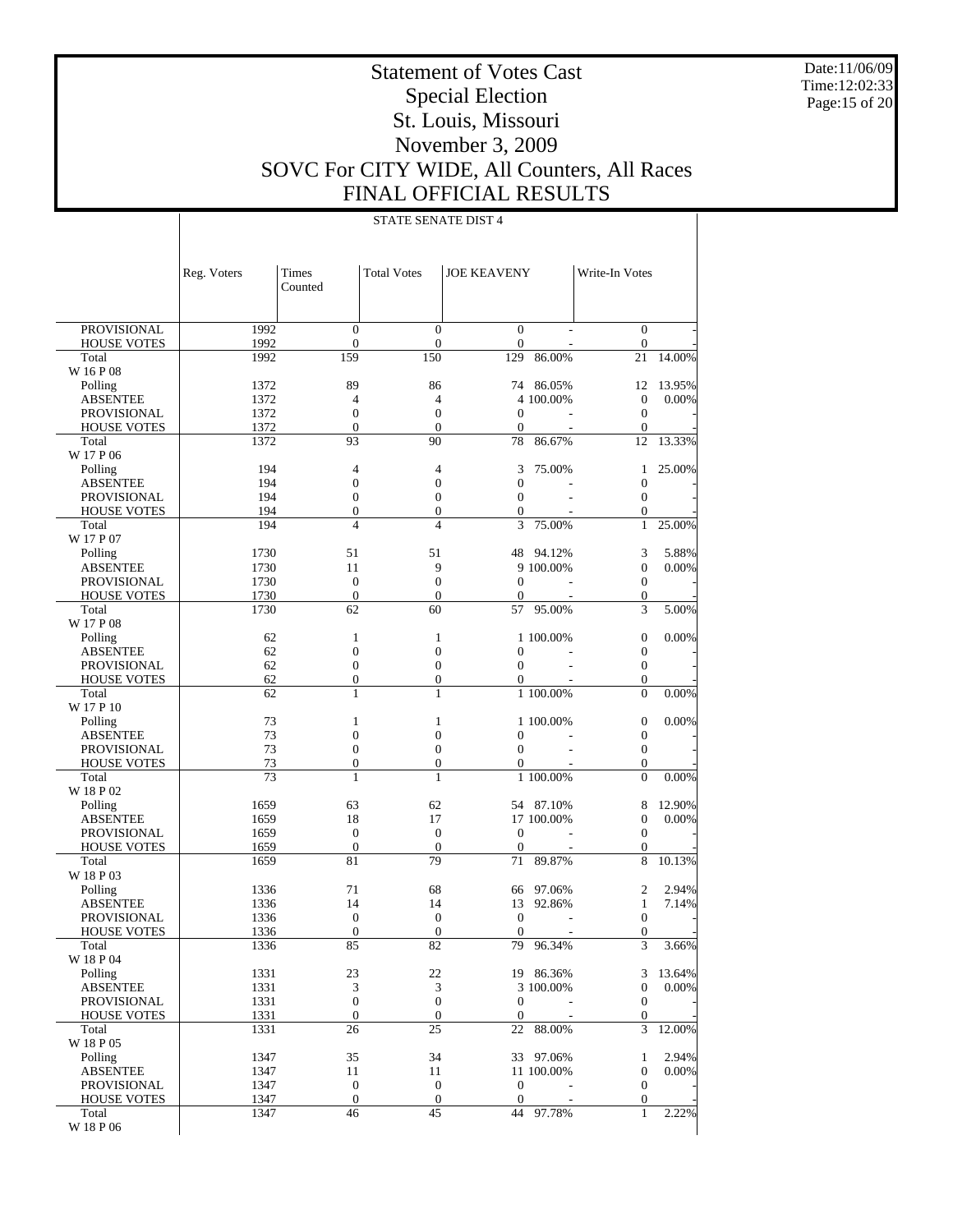# Statement of Votes Cast
# Special Election
# St. Louis, Missouri
# November 3, 2009
# SOVC For CITY WIDE, All Counters, All Races
# FINAL OFFICIAL RESULTS

Date:11/06/09
Time:12:02:33

STATE SENATE DIST 4

| | Reg. Voters | Times Counted | Total Votes | JOE KEAVENY | | Write-In Votes | |
|---|---|---|---|---|---|---|---|
| PROVISIONAL | 1992 | 0 | 0 | 0 | - | 0 | - |
| HOUSE VOTES | 1992 | 0 | 0 | 0 | - | 0 | - |
| Total | 1992 | 159 | 150 | 129 | 86.00% | 21 | 14.00% |
| W 16 P 08 | | | | | | | |
| Polling | 1372 | 89 | 86 | 74 | 86.05% | 12 | 13.95% |
| ABSENTEE | 1372 | 4 | 4 | 4 | 100.00% | 0 | 0.00% |
| PROVISIONAL | 1372 | 0 | 0 | 0 | - | 0 | - |
| HOUSE VOTES | 1372 | 0 | 0 | 0 | - | 0 | - |
| Total | 1372 | 93 | 90 | 78 | 86.67% | 12 | 13.33% |
| W 17 P 06 | | | | | | | |
| Polling | 194 | 4 | 4 | 3 | 75.00% | 1 | 25.00% |
| ABSENTEE | 194 | 0 | 0 | 0 | - | 0 | - |
| PROVISIONAL | 194 | 0 | 0 | 0 | - | 0 | - |
| HOUSE VOTES | 194 | 0 | 0 | 0 | - | 0 | - |
| Total | 194 | 4 | 4 | 3 | 75.00% | 1 | 25.00% |
| W 17 P 07 | | | | | | | |
| Polling | 1730 | 51 | 51 | 48 | 94.12% | 3 | 5.88% |
| ABSENTEE | 1730 | 11 | 9 | 9 | 100.00% | 0 | 0.00% |
| PROVISIONAL | 1730 | 0 | 0 | 0 | - | 0 | - |
| HOUSE VOTES | 1730 | 0 | 0 | 0 | - | 0 | - |
| Total | 1730 | 62 | 60 | 57 | 95.00% | 3 | 5.00% |
| W 17 P 08 | | | | | | | |
| Polling | 62 | 1 | 1 | 1 | 100.00% | 0 | 0.00% |
| ABSENTEE | 62 | 0 | 0 | 0 | - | 0 | - |
| PROVISIONAL | 62 | 0 | 0 | 0 | - | 0 | - |
| HOUSE VOTES | 62 | 0 | 0 | 0 | - | 0 | - |
| Total | 62 | 1 | 1 | 1 | 100.00% | 0 | 0.00% |
| W 17 P 10 | | | | | | | |
| Polling | 73 | 1 | 1 | 1 | 100.00% | 0 | 0.00% |
| ABSENTEE | 73 | 0 | 0 | 0 | - | 0 | - |
| PROVISIONAL | 73 | 0 | 0 | 0 | - | 0 | - |
| HOUSE VOTES | 73 | 0 | 0 | 0 | - | 0 | - |
| Total | 73 | 1 | 1 | 1 | 100.00% | 0 | 0.00% |
| W 18 P 02 | | | | | | | |
| Polling | 1659 | 63 | 62 | 54 | 87.10% | 8 | 12.90% |
| ABSENTEE | 1659 | 18 | 17 | 17 | 100.00% | 0 | 0.00% |
| PROVISIONAL | 1659 | 0 | 0 | 0 | - | 0 | - |
| HOUSE VOTES | 1659 | 0 | 0 | 0 | - | 0 | - |
| Total | 1659 | 81 | 79 | 71 | 89.87% | 8 | 10.13% |
| W 18 P 03 | | | | | | | |
| Polling | 1336 | 71 | 68 | 66 | 97.06% | 2 | 2.94% |
| ABSENTEE | 1336 | 14 | 14 | 13 | 92.86% | 1 | 7.14% |
| PROVISIONAL | 1336 | 0 | 0 | 0 | - | 0 | - |
| HOUSE VOTES | 1336 | 0 | 0 | 0 | - | 0 | - |
| Total | 1336 | 85 | 82 | 79 | 96.34% | 3 | 3.66% |
| W 18 P 04 | | | | | | | |
| Polling | 1331 | 23 | 22 | 19 | 86.36% | 3 | 13.64% |
| ABSENTEE | 1331 | 3 | 3 | 3 | 100.00% | 0 | 0.00% |
| PROVISIONAL | 1331 | 0 | 0 | 0 | - | 0 | - |
| HOUSE VOTES | 1331 | 0 | 0 | 0 | - | 0 | - |
| Total | 1331 | 26 | 25 | 22 | 88.00% | 3 | 12.00% |
| W 18 P 05 | | | | | | | |
| Polling | 1347 | 35 | 34 | 33 | 97.06% | 1 | 2.94% |
| ABSENTEE | 1347 | 11 | 11 | 11 | 100.00% | 0 | 0.00% |
| PROVISIONAL | 1347 | 0 | 0 | 0 | - | 0 | - |
| HOUSE VOTES | 1347 | 0 | 0 | 0 | - | 0 | - |
| Total | 1347 | 46 | 45 | 44 | 97.78% | 1 | 2.22% |
| W 18 P 06 | | | | | | | |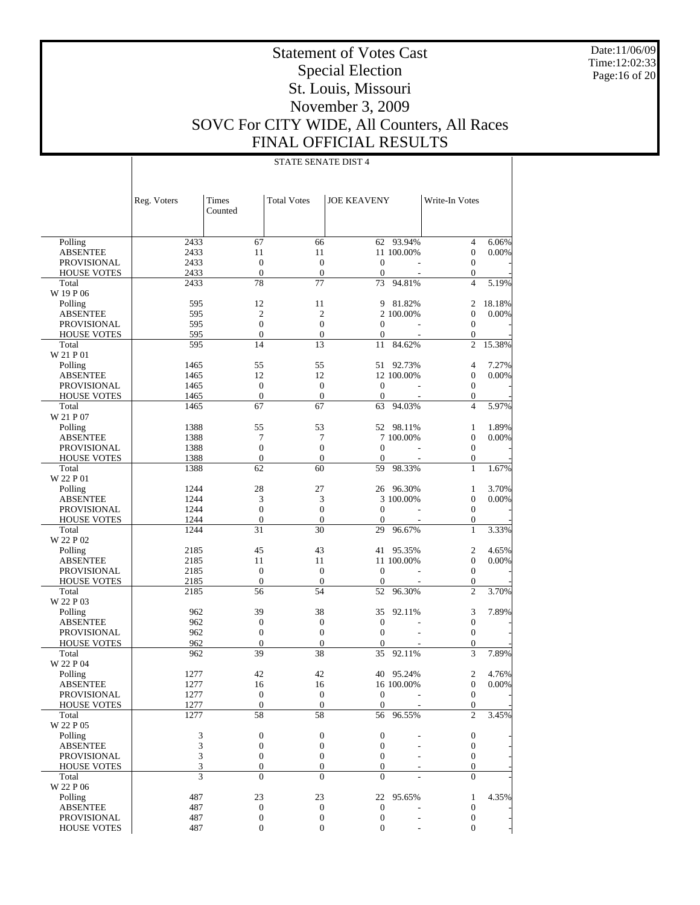# Statement of Votes Cast
## Special Election
## St. Louis, Missouri
## November 3, 2009
## SOVC For CITY WIDE, All Counters, All Races
## FINAL OFFICIAL RESULTS

Date:11/06/09
Time:12:02:33

STATE SENATE DIST 4

| | Reg. Voters | Times Counted | Total Votes | JOE KEAVENY | | Write-In Votes | |
|---|---|---|---|---|---|---|---|
| Polling | 2433 | 67 | 66 | 62 | 93.94% | 4 | 6.06% |
| ABSENTEE | 2433 | 11 | 11 | 11 | 100.00% | 0 | 0.00% |
| PROVISIONAL | 2433 | 0 | 0 | 0 | - | 0 | - |
| HOUSE VOTES | 2433 | 0 | 0 | 0 | - | 0 | - |
| Total | 2433 | 78 | 77 | 73 | 94.81% | 4 | 5.19% |
| W 19 P 06 | | | | | | | |
| Polling | 595 | 12 | 11 | 9 | 81.82% | 2 | 18.18% |
| ABSENTEE | 595 | 2 | 2 | 2 | 100.00% | 0 | 0.00% |
| PROVISIONAL | 595 | 0 | 0 | 0 | - | 0 | - |
| HOUSE VOTES | 595 | 0 | 0 | 0 | - | 0 | - |
| Total | 595 | 14 | 13 | 11 | 84.62% | 2 | 15.38% |
| W 21 P 01 | | | | | | | |
| Polling | 1465 | 55 | 55 | 51 | 92.73% | 4 | 7.27% |
| ABSENTEE | 1465 | 12 | 12 | 12 | 100.00% | 0 | 0.00% |
| PROVISIONAL | 1465 | 0 | 0 | 0 | - | 0 | - |
| HOUSE VOTES | 1465 | 0 | 0 | 0 | - | 0 | - |
| Total | 1465 | 67 | 67 | 63 | 94.03% | 4 | 5.97% |
| W 21 P 07 | | | | | | | |
| Polling | 1388 | 55 | 53 | 52 | 98.11% | 1 | 1.89% |
| ABSENTEE | 1388 | 7 | 7 | 7 | 100.00% | 0 | 0.00% |
| PROVISIONAL | 1388 | 0 | 0 | 0 | - | 0 | - |
| HOUSE VOTES | 1388 | 0 | 0 | 0 | - | 0 | - |
| Total | 1388 | 62 | 60 | 59 | 98.33% | 1 | 1.67% |
| W 22 P 01 | | | | | | | |
| Polling | 1244 | 28 | 27 | 26 | 96.30% | 1 | 3.70% |
| ABSENTEE | 1244 | 3 | 3 | 3 | 100.00% | 0 | 0.00% |
| PROVISIONAL | 1244 | 0 | 0 | 0 | - | 0 | - |
| HOUSE VOTES | 1244 | 0 | 0 | 0 | - | 0 | - |
| Total | 1244 | 31 | 30 | 29 | 96.67% | 1 | 3.33% |
| W 22 P 02 | | | | | | | |
| Polling | 2185 | 45 | 43 | 41 | 95.35% | 2 | 4.65% |
| ABSENTEE | 2185 | 11 | 11 | 11 | 100.00% | 0 | 0.00% |
| PROVISIONAL | 2185 | 0 | 0 | 0 | - | 0 | - |
| HOUSE VOTES | 2185 | 0 | 0 | 0 | - | 0 | - |
| Total | 2185 | 56 | 54 | 52 | 96.30% | 2 | 3.70% |
| W 22 P 03 | | | | | | | |
| Polling | 962 | 39 | 38 | 35 | 92.11% | 3 | 7.89% |
| ABSENTEE | 962 | 0 | 0 | 0 | - | 0 | - |
| PROVISIONAL | 962 | 0 | 0 | 0 | - | 0 | - |
| HOUSE VOTES | 962 | 0 | 0 | 0 | - | 0 | - |
| Total | 962 | 39 | 38 | 35 | 92.11% | 3 | 7.89% |
| W 22 P 04 | | | | | | | |
| Polling | 1277 | 42 | 42 | 40 | 95.24% | 2 | 4.76% |
| ABSENTEE | 1277 | 16 | 16 | 16 | 100.00% | 0 | 0.00% |
| PROVISIONAL | 1277 | 0 | 0 | 0 | - | 0 | - |
| HOUSE VOTES | 1277 | 0 | 0 | 0 | - | 0 | - |
| Total | 1277 | 58 | 58 | 56 | 96.55% | 2 | 3.45% |
| W 22 P 05 | | | | | | | |
| Polling | 3 | 0 | 0 | 0 | - | 0 | - |
| ABSENTEE | 3 | 0 | 0 | 0 | - | 0 | - |
| PROVISIONAL | 3 | 0 | 0 | 0 | - | 0 | - |
| HOUSE VOTES | 3 | 0 | 0 | 0 | - | 0 | - |
| Total | 3 | 0 | 0 | 0 | - | 0 | - |
| W 22 P 06 | | | | | | | |
| Polling | 487 | 23 | 23 | 22 | 95.65% | 1 | 4.35% |
| ABSENTEE | 487 | 0 | 0 | 0 | - | 0 | - |
| PROVISIONAL | 487 | 0 | 0 | 0 | - | 0 | - |
| HOUSE VOTES | 487 | 0 | 0 | 0 | - | 0 | - |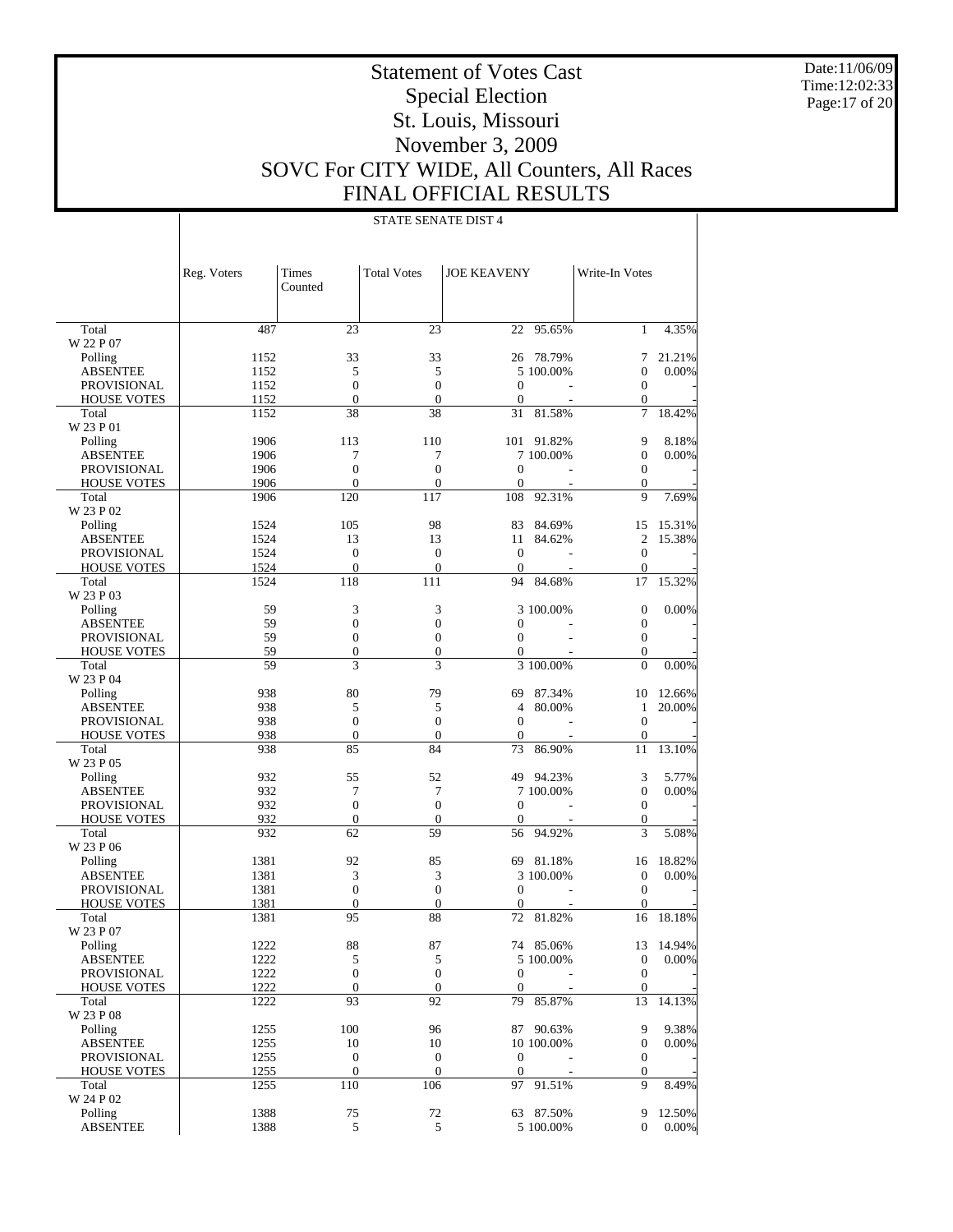# Statement of Votes Cast
## Special Election
## St. Louis, Missouri
## November 3, 2009
## SOVC For CITY WIDE, All Counters, All Races
## FINAL OFFICIAL RESULTS

Date:11/06/09
Time:12:02:33

STATE SENATE DIST 4

| | Reg. Voters | Times Counted | Total Votes | JOE KEAVENY | | Write-In Votes | |
|---|---|---|---|---|---|---|---|
| Total | 487 | 23 | 23 | 22 | 95.65% | 1 | 4.35% |
| W 22 P 07 | | | | | | | |
| Polling | 1152 | 33 | 33 | 26 | 78.79% | 7 | 21.21% |
| ABSENTEE | 1152 | 5 | 5 | 5 | 100.00% | 0 | 0.00% |
| PROVISIONAL | 1152 | 0 | 0 | 0 | - | 0 | - |
| HOUSE VOTES | 1152 | 0 | 0 | 0 | - | 0 | - |
| Total | 1152 | 38 | 38 | 31 | 81.58% | 7 | 18.42% |
| W 23 P 01 | | | | | | | |
| Polling | 1906 | 113 | 110 | 101 | 91.82% | 9 | 8.18% |
| ABSENTEE | 1906 | 7 | 7 | 7 | 100.00% | 0 | 0.00% |
| PROVISIONAL | 1906 | 0 | 0 | 0 | - | 0 | - |
| HOUSE VOTES | 1906 | 0 | 0 | 0 | - | 0 | - |
| Total | 1906 | 120 | 117 | 108 | 92.31% | 9 | 7.69% |
| W 23 P 02 | | | | | | | |
| Polling | 1524 | 105 | 98 | 83 | 84.69% | 15 | 15.31% |
| ABSENTEE | 1524 | 13 | 13 | 11 | 84.62% | 2 | 15.38% |
| PROVISIONAL | 1524 | 0 | 0 | 0 | - | 0 | - |
| HOUSE VOTES | 1524 | 0 | 0 | 0 | - | 0 | - |
| Total | 1524 | 118 | 111 | 94 | 84.68% | 17 | 15.32% |
| W 23 P 03 | | | | | | | |
| Polling | 59 | 3 | 3 | 3 | 100.00% | 0 | 0.00% |
| ABSENTEE | 59 | 0 | 0 | 0 | - | 0 | - |
| PROVISIONAL | 59 | 0 | 0 | 0 | - | 0 | - |
| HOUSE VOTES | 59 | 0 | 0 | 0 | - | 0 | - |
| Total | 59 | 3 | 3 | 3 | 100.00% | 0 | 0.00% |
| W 23 P 04 | | | | | | | |
| Polling | 938 | 80 | 79 | 69 | 87.34% | 10 | 12.66% |
| ABSENTEE | 938 | 5 | 5 | 4 | 80.00% | 1 | 20.00% |
| PROVISIONAL | 938 | 0 | 0 | 0 | - | 0 | - |
| HOUSE VOTES | 938 | 0 | 0 | 0 | - | 0 | - |
| Total | 938 | 85 | 84 | 73 | 86.90% | 11 | 13.10% |
| W 23 P 05 | | | | | | | |
| Polling | 932 | 55 | 52 | 49 | 94.23% | 3 | 5.77% |
| ABSENTEE | 932 | 7 | 7 | 7 | 100.00% | 0 | 0.00% |
| PROVISIONAL | 932 | 0 | 0 | 0 | - | 0 | - |
| HOUSE VOTES | 932 | 0 | 0 | 0 | - | 0 | - |
| Total | 932 | 62 | 59 | 56 | 94.92% | 3 | 5.08% |
| W 23 P 06 | | | | | | | |
| Polling | 1381 | 92 | 85 | 69 | 81.18% | 16 | 18.82% |
| ABSENTEE | 1381 | 3 | 3 | 3 | 100.00% | 0 | 0.00% |
| PROVISIONAL | 1381 | 0 | 0 | 0 | - | 0 | - |
| HOUSE VOTES | 1381 | 0 | 0 | 0 | - | 0 | - |
| Total | 1381 | 95 | 88 | 72 | 81.82% | 16 | 18.18% |
| W 23 P 07 | | | | | | | |
| Polling | 1222 | 88 | 87 | 74 | 85.06% | 13 | 14.94% |
| ABSENTEE | 1222 | 5 | 5 | 5 | 100.00% | 0 | 0.00% |
| PROVISIONAL | 1222 | 0 | 0 | 0 | - | 0 | - |
| HOUSE VOTES | 1222 | 0 | 0 | 0 | - | 0 | - |
| Total | 1222 | 93 | 92 | 79 | 85.87% | 13 | 14.13% |
| W 23 P 08 | | | | | | | |
| Polling | 1255 | 100 | 96 | 87 | 90.63% | 9 | 9.38% |
| ABSENTEE | 1255 | 10 | 10 | 10 | 100.00% | 0 | 0.00% |
| PROVISIONAL | 1255 | 0 | 0 | 0 | - | 0 | - |
| HOUSE VOTES | 1255 | 0 | 0 | 0 | - | 0 | - |
| Total | 1255 | 110 | 106 | 97 | 91.51% | 9 | 8.49% |
| W 24 P 02 | | | | | | | |
| Polling | 1388 | 75 | 72 | 63 | 87.50% | 9 | 12.50% |
| ABSENTEE | 1388 | 5 | 5 | 5 | 100.00% | 0 | 0.00% |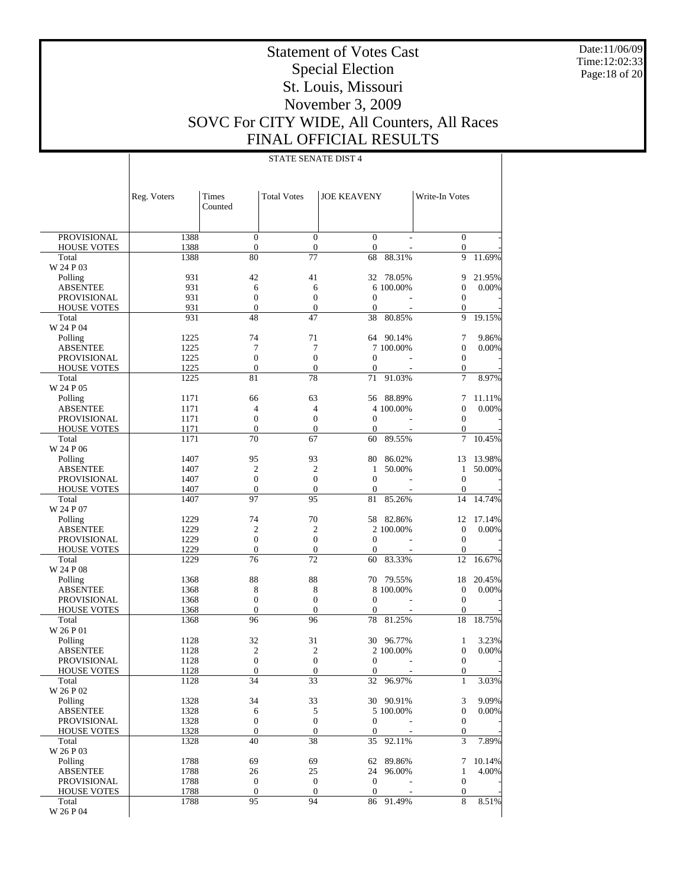# Statement of Votes Cast
# Special Election
# St. Louis, Missouri
# November 3, 2009
# SOVC For CITY WIDE, All Counters, All Races
# FINAL OFFICIAL RESULTS

Date:11/06/09
Time:12:02:33

STATE SENATE DIST 4

| | Reg. Voters | Times Counted | Total Votes | JOE KEAVENY | | Write-In Votes | |
|---|---|---|---|---|---|---|---|
| PROVISIONAL | 1388 | 0 | 0 | 0 | - | 0 | - |
| HOUSE VOTES | 1388 | 0 | 0 | 0 | - | 0 | - |
| Total | 1388 | 80 | 77 | 68 | 88.31% | 9 | 11.69% |
| W 24 P 03 | | | | | | | |
| Polling | 931 | 42 | 41 | 32 | 78.05% | 9 | 21.95% |
| ABSENTEE | 931 | 6 | 6 | 6 | 100.00% | 0 | 0.00% |
| PROVISIONAL | 931 | 0 | 0 | 0 | - | 0 | - |
| HOUSE VOTES | 931 | 0 | 0 | 0 | - | 0 | - |
| Total | 931 | 48 | 47 | 38 | 80.85% | 9 | 19.15% |
| W 24 P 04 | | | | | | | |
| Polling | 1225 | 74 | 71 | 64 | 90.14% | 7 | 9.86% |
| ABSENTEE | 1225 | 7 | 7 | 7 | 100.00% | 0 | 0.00% |
| PROVISIONAL | 1225 | 0 | 0 | 0 | - | 0 | - |
| HOUSE VOTES | 1225 | 0 | 0 | 0 | - | 0 | - |
| Total | 1225 | 81 | 78 | 71 | 91.03% | 7 | 8.97% |
| W 24 P 05 | | | | | | | |
| Polling | 1171 | 66 | 63 | 56 | 88.89% | 7 | 11.11% |
| ABSENTEE | 1171 | 4 | 4 | 4 | 100.00% | 0 | 0.00% |
| PROVISIONAL | 1171 | 0 | 0 | 0 | - | 0 | - |
| HOUSE VOTES | 1171 | 0 | 0 | 0 | - | 0 | - |
| Total | 1171 | 70 | 67 | 60 | 89.55% | 7 | 10.45% |
| W 24 P 06 | | | | | | | |
| Polling | 1407 | 95 | 93 | 80 | 86.02% | 13 | 13.98% |
| ABSENTEE | 1407 | 2 | 2 | 1 | 50.00% | 1 | 50.00% |
| PROVISIONAL | 1407 | 0 | 0 | 0 | - | 0 | - |
| HOUSE VOTES | 1407 | 0 | 0 | 0 | - | 0 | - |
| Total | 1407 | 97 | 95 | 81 | 85.26% | 14 | 14.74% |
| W 24 P 07 | | | | | | | |
| Polling | 1229 | 74 | 70 | 58 | 82.86% | 12 | 17.14% |
| ABSENTEE | 1229 | 2 | 2 | 2 | 100.00% | 0 | 0.00% |
| PROVISIONAL | 1229 | 0 | 0 | 0 | - | 0 | - |
| HOUSE VOTES | 1229 | 0 | 0 | 0 | - | 0 | - |
| Total | 1229 | 76 | 72 | 60 | 83.33% | 12 | 16.67% |
| W 24 P 08 | | | | | | | |
| Polling | 1368 | 88 | 88 | 70 | 79.55% | 18 | 20.45% |
| ABSENTEE | 1368 | 8 | 8 | 8 | 100.00% | 0 | 0.00% |
| PROVISIONAL | 1368 | 0 | 0 | 0 | - | 0 | - |
| HOUSE VOTES | 1368 | 0 | 0 | 0 | - | 0 | - |
| Total | 1368 | 96 | 96 | 78 | 81.25% | 18 | 18.75% |
| W 26 P 01 | | | | | | | |
| Polling | 1128 | 32 | 31 | 30 | 96.77% | 1 | 3.23% |
| ABSENTEE | 1128 | 2 | 2 | 2 | 100.00% | 0 | 0.00% |
| PROVISIONAL | 1128 | 0 | 0 | 0 | - | 0 | - |
| HOUSE VOTES | 1128 | 0 | 0 | 0 | - | 0 | - |
| Total | 1128 | 34 | 33 | 32 | 96.97% | 1 | 3.03% |
| W 26 P 02 | | | | | | | |
| Polling | 1328 | 34 | 33 | 30 | 90.91% | 3 | 9.09% |
| ABSENTEE | 1328 | 6 | 5 | 5 | 100.00% | 0 | 0.00% |
| PROVISIONAL | 1328 | 0 | 0 | 0 | - | 0 | - |
| HOUSE VOTES | 1328 | 0 | 0 | 0 | - | 0 | - |
| Total | 1328 | 40 | 38 | 35 | 92.11% | 3 | 7.89% |
| W 26 P 03 | | | | | | | |
| Polling | 1788 | 69 | 69 | 62 | 89.86% | 7 | 10.14% |
| ABSENTEE | 1788 | 26 | 25 | 24 | 96.00% | 1 | 4.00% |
| PROVISIONAL | 1788 | 0 | 0 | 0 | - | 0 | - |
| HOUSE VOTES | 1788 | 0 | 0 | 0 | - | 0 | - |
| Total | 1788 | 95 | 94 | 86 | 91.49% | 8 | 8.51% |
| W 26 P 04 | | | | | | | |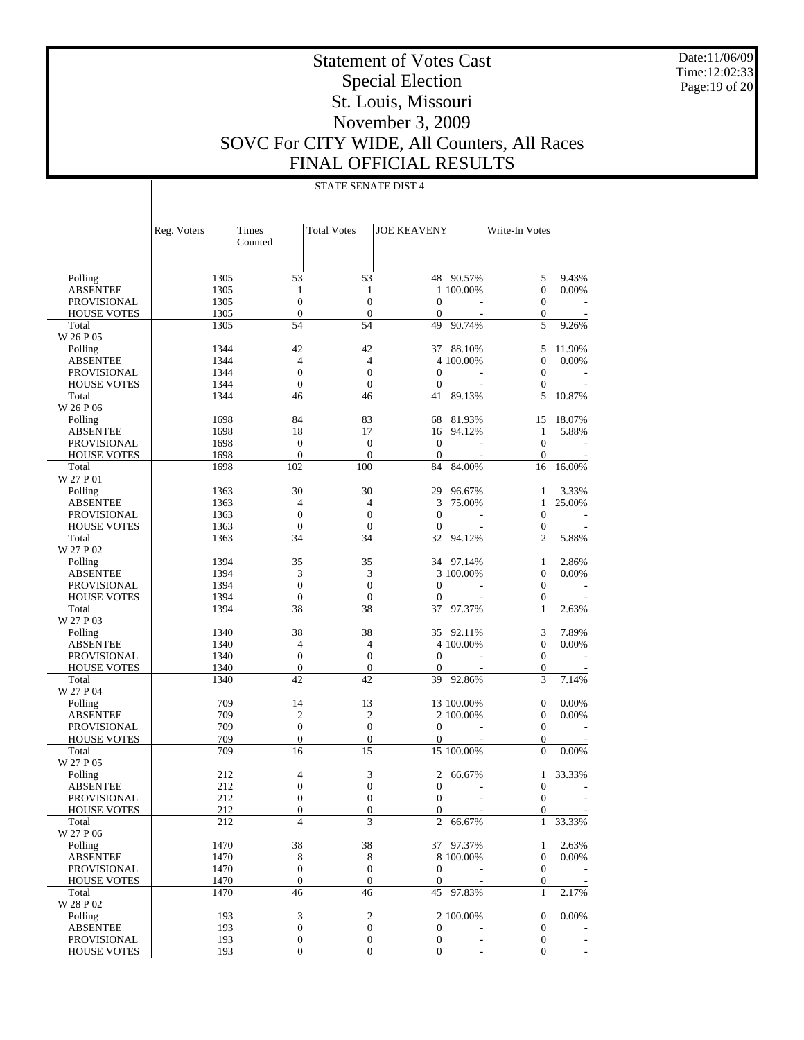# Statement of Votes Cast
## Special Election
## St. Louis, Missouri
## November 3, 2009
## SOVC For CITY WIDE, All Counters, All Races
## FINAL OFFICIAL RESULTS

Date:11/06/09
Time:12:02:33

STATE SENATE DIST 4

| | Reg. Voters | Times Counted | Total Votes | JOE KEAVENY | | Write-In Votes | |
|---|---|---|---|---|---|---|---|
| Polling | 1305 | 53 | 53 | 48 | 90.57% | 5 | 9.43% |
| ABSENTEE | 1305 | 1 | 1 | 1 | 100.00% | 0 | 0.00% |
| PROVISIONAL | 1305 | 0 | 0 | 0 | - | 0 | - |
| HOUSE VOTES | 1305 | 0 | 0 | 0 | - | 0 | - |
| Total | 1305 | 54 | 54 | 49 | 90.74% | 5 | 9.26% |
| W 26 P 05 | | | | | | | |
| Polling | 1344 | 42 | 42 | 37 | 88.10% | 5 | 11.90% |
| ABSENTEE | 1344 | 4 | 4 | 4 | 100.00% | 0 | 0.00% |
| PROVISIONAL | 1344 | 0 | 0 | 0 | - | 0 | - |
| HOUSE VOTES | 1344 | 0 | 0 | 0 | - | 0 | - |
| Total | 1344 | 46 | 46 | 41 | 89.13% | 5 | 10.87% |
| W 26 P 06 | | | | | | | |
| Polling | 1698 | 84 | 83 | 68 | 81.93% | 15 | 18.07% |
| ABSENTEE | 1698 | 18 | 17 | 16 | 94.12% | 1 | 5.88% |
| PROVISIONAL | 1698 | 0 | 0 | 0 | - | 0 | - |
| HOUSE VOTES | 1698 | 0 | 0 | 0 | - | 0 | - |
| Total | 1698 | 102 | 100 | 84 | 84.00% | 16 | 16.00% |
| W 27 P 01 | | | | | | | |
| Polling | 1363 | 30 | 30 | 29 | 96.67% | 1 | 3.33% |
| ABSENTEE | 1363 | 4 | 4 | 3 | 75.00% | 1 | 25.00% |
| PROVISIONAL | 1363 | 0 | 0 | 0 | - | 0 | - |
| HOUSE VOTES | 1363 | 0 | 0 | 0 | - | 0 | - |
| Total | 1363 | 34 | 34 | 32 | 94.12% | 2 | 5.88% |
| W 27 P 02 | | | | | | | |
| Polling | 1394 | 35 | 35 | 34 | 97.14% | 1 | 2.86% |
| ABSENTEE | 1394 | 3 | 3 | 3 | 100.00% | 0 | 0.00% |
| PROVISIONAL | 1394 | 0 | 0 | 0 | - | 0 | - |
| HOUSE VOTES | 1394 | 0 | 0 | 0 | - | 0 | - |
| Total | 1394 | 38 | 38 | 37 | 97.37% | 1 | 2.63% |
| W 27 P 03 | | | | | | | |
| Polling | 1340 | 38 | 38 | 35 | 92.11% | 3 | 7.89% |
| ABSENTEE | 1340 | 4 | 4 | 4 | 100.00% | 0 | 0.00% |
| PROVISIONAL | 1340 | 0 | 0 | 0 | - | 0 | - |
| HOUSE VOTES | 1340 | 0 | 0 | 0 | - | 0 | - |
| Total | 1340 | 42 | 42 | 39 | 92.86% | 3 | 7.14% |
| W 27 P 04 | | | | | | | |
| Polling | 709 | 14 | 13 | 13 | 100.00% | 0 | 0.00% |
| ABSENTEE | 709 | 2 | 2 | 2 | 100.00% | 0 | 0.00% |
| PROVISIONAL | 709 | 0 | 0 | 0 | - | 0 | - |
| HOUSE VOTES | 709 | 0 | 0 | 0 | - | 0 | - |
| Total | 709 | 16 | 15 | 15 | 100.00% | 0 | 0.00% |
| W 27 P 05 | | | | | | | |
| Polling | 212 | 4 | 3 | 2 | 66.67% | 1 | 33.33% |
| ABSENTEE | 212 | 0 | 0 | 0 | - | 0 | - |
| PROVISIONAL | 212 | 0 | 0 | 0 | - | 0 | - |
| HOUSE VOTES | 212 | 0 | 0 | 0 | - | 0 | - |
| Total | 212 | 4 | 3 | 2 | 66.67% | 1 | 33.33% |
| W 27 P 06 | | | | | | | |
| Polling | 1470 | 38 | 38 | 37 | 97.37% | 1 | 2.63% |
| ABSENTEE | 1470 | 8 | 8 | 8 | 100.00% | 0 | 0.00% |
| PROVISIONAL | 1470 | 0 | 0 | 0 | - | 0 | - |
| HOUSE VOTES | 1470 | 0 | 0 | 0 | - | 0 | - |
| Total | 1470 | 46 | 46 | 45 | 97.83% | 1 | 2.17% |
| W 28 P 02 | | | | | | | |
| Polling | 193 | 3 | 2 | 2 | 100.00% | 0 | 0.00% |
| ABSENTEE | 193 | 0 | 0 | 0 | - | 0 | - |
| PROVISIONAL | 193 | 0 | 0 | 0 | - | 0 | - |
| HOUSE VOTES | 193 | 0 | 0 | 0 | - | 0 | - |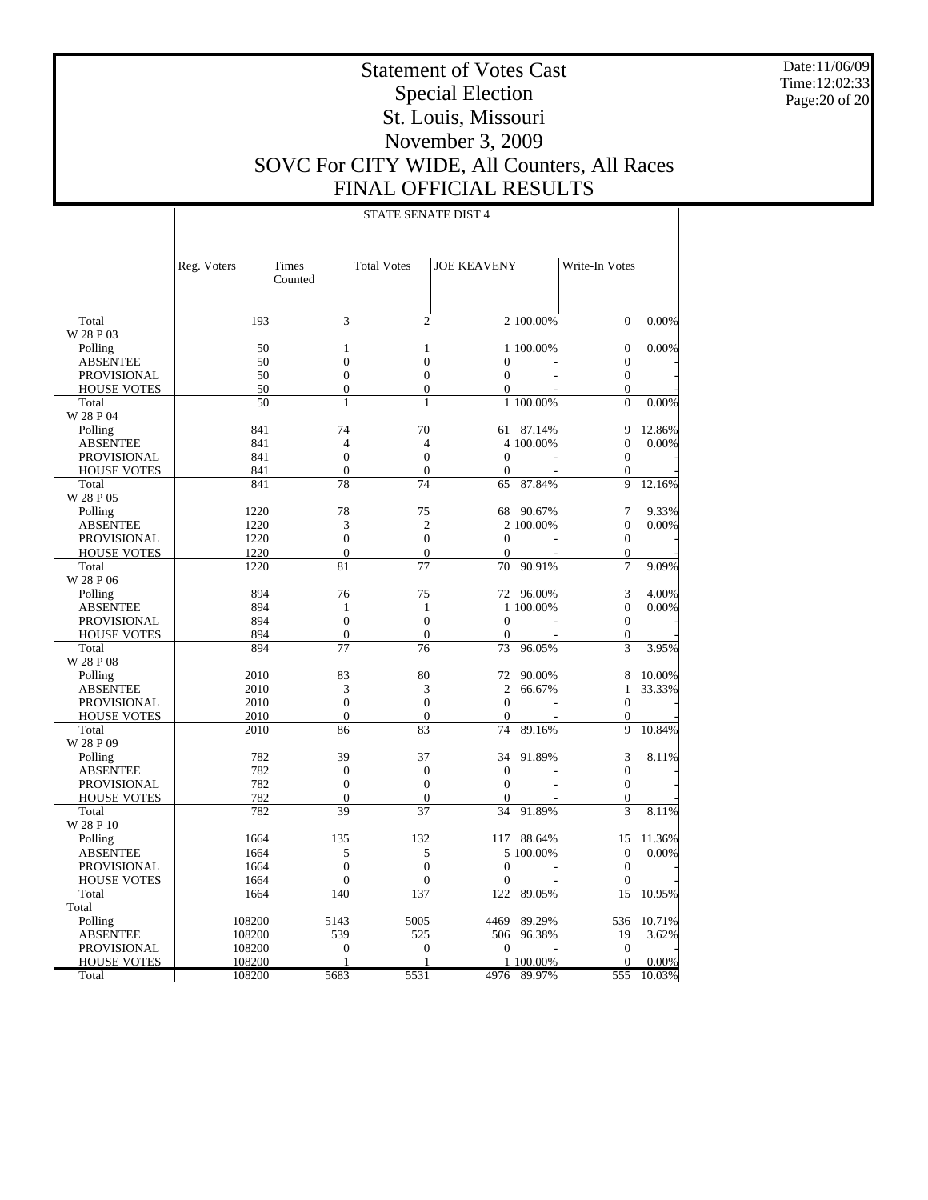# Statement of Votes Cast
# Special Election
# St. Louis, Missouri
# November 3, 2009
# SOVC For CITY WIDE, All Counters, All Races
# FINAL OFFICIAL RESULTS

Date:11/06/09
Time:12:02:33

STATE SENATE DIST 4

| | Reg. Voters | Times Counted | Total Votes | JOE KEAVENY | | Write-In Votes | |
|---|---|---|---|---|---|---|---|
| Total | 193 | 3 | 2 | 2 | 100.00% | 0 | 0.00% |
| W 28 P 03 | | | | | | | |
| Polling | 50 | 1 | 1 | 1 | 100.00% | 0 | 0.00% |
| ABSENTEE | 50 | 0 | 0 | 0 | - | 0 | - |
| PROVISIONAL | 50 | 0 | 0 | 0 | - | 0 | - |
| HOUSE VOTES | 50 | 0 | 0 | 0 | - | 0 | - |
| Total | 50 | 1 | 1 | 1 | 100.00% | 0 | 0.00% |
| W 28 P 04 | | | | | | | |
| Polling | 841 | 74 | 70 | 61 | 87.14% | 9 | 12.86% |
| ABSENTEE | 841 | 4 | 4 | 4 | 100.00% | 0 | 0.00% |
| PROVISIONAL | 841 | 0 | 0 | 0 | - | 0 | - |
| HOUSE VOTES | 841 | 0 | 0 | 0 | - | 0 | - |
| Total | 841 | 78 | 74 | 65 | 87.84% | 9 | 12.16% |
| W 28 P 05 | | | | | | | |
| Polling | 1220 | 78 | 75 | 68 | 90.67% | 7 | 9.33% |
| ABSENTEE | 1220 | 3 | 2 | 2 | 100.00% | 0 | 0.00% |
| PROVISIONAL | 1220 | 0 | 0 | 0 | - | 0 | - |
| HOUSE VOTES | 1220 | 0 | 0 | 0 | - | 0 | - |
| Total | 1220 | 81 | 77 | 70 | 90.91% | 7 | 9.09% |
| W 28 P 06 | | | | | | | |
| Polling | 894 | 76 | 75 | 72 | 96.00% | 3 | 4.00% |
| ABSENTEE | 894 | 1 | 1 | 1 | 100.00% | 0 | 0.00% |
| PROVISIONAL | 894 | 0 | 0 | 0 | - | 0 | - |
| HOUSE VOTES | 894 | 0 | 0 | 0 | - | 0 | - |
| Total | 894 | 77 | 76 | 73 | 96.05% | 3 | 3.95% |
| W 28 P 08 | | | | | | | |
| Polling | 2010 | 83 | 80 | 72 | 90.00% | 8 | 10.00% |
| ABSENTEE | 2010 | 3 | 3 | 2 | 66.67% | 1 | 33.33% |
| PROVISIONAL | 2010 | 0 | 0 | 0 | - | 0 | - |
| HOUSE VOTES | 2010 | 0 | 0 | 0 | - | 0 | - |
| Total | 2010 | 86 | 83 | 74 | 89.16% | 9 | 10.84% |
| W 28 P 09 | | | | | | | |
| Polling | 782 | 39 | 37 | 34 | 91.89% | 3 | 8.11% |
| ABSENTEE | 782 | 0 | 0 | 0 | - | 0 | - |
| PROVISIONAL | 782 | 0 | 0 | 0 | - | 0 | - |
| HOUSE VOTES | 782 | 0 | 0 | 0 | - | 0 | - |
| Total | 782 | 39 | 37 | 34 | 91.89% | 3 | 8.11% |
| W 28 P 10 | | | | | | | |
| Polling | 1664 | 135 | 132 | 117 | 88.64% | 15 | 11.36% |
| ABSENTEE | 1664 | 5 | 5 | 5 | 100.00% | 0 | 0.00% |
| PROVISIONAL | 1664 | 0 | 0 | 0 | - | 0 | - |
| HOUSE VOTES | 1664 | 0 | 0 | 0 | - | 0 | - |
| Total | 1664 | 140 | 137 | 122 | 89.05% | 15 | 10.95% |
| Total | | | | | | | |
| Polling | 108200 | 5143 | 5005 | 4469 | 89.29% | 536 | 10.71% |
| ABSENTEE | 108200 | 539 | 525 | 506 | 96.38% | 19 | 3.62% |
| PROVISIONAL | 108200 | 0 | 0 | 0 | - | 0 | - |
| HOUSE VOTES | 108200 | 1 | 1 | 1 | 100.00% | 0 | 0.00% |
| Total | 108200 | 5683 | 5531 | 4976 | 89.97% | 555 | 10.03% |